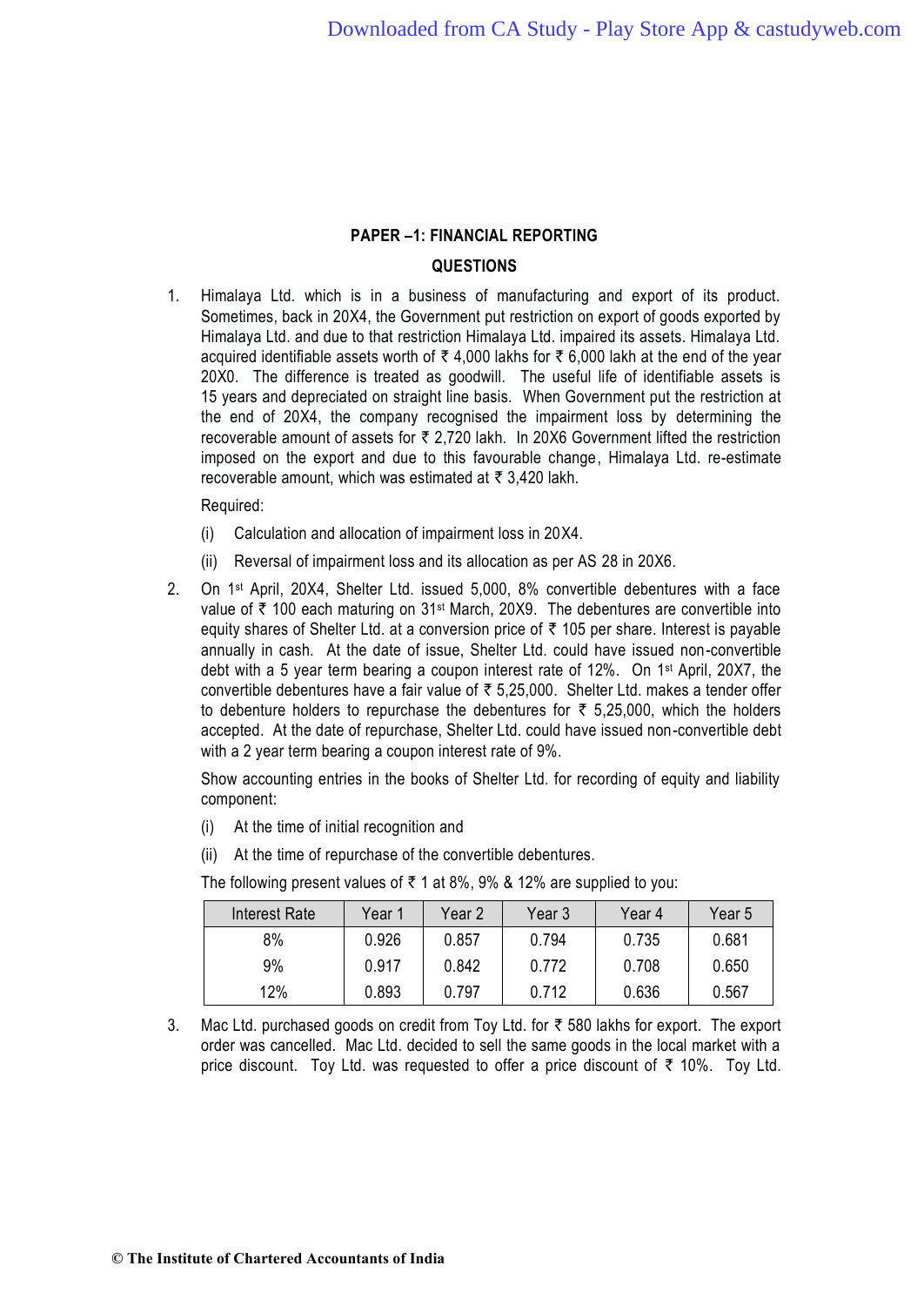## PAPER –1: FINANCIAL REPORTING

### QUESTIONS

1. Himalaya Ltd. which is in a business of manufacturing and export of its product. Sometimes, back in 20X4, the Government put restriction on export of goods exported by Himalaya Ltd. and due to that restriction Himalaya Ltd. impaired its assets. Himalaya Ltd. acquired identifiable assets worth of ₹ 4,000 lakhs for ₹ 6,000 lakh at the end of the year 20X0. The difference is treated as goodwill. The useful life of identifiable assets is 15 years and depreciated on straight line basis. When Government put the restriction at the end of 20X4, the company recognised the impairment loss by determining the recoverable amount of assets for ₹ 2,720 lakh. In 20X6 Government lifted the restriction imposed on the export and due to this favourable change, Himalaya Ltd. re-estimate recoverable amount, which was estimated at ₹ 3,420 lakh.

   Required:

   (i) Calculation and allocation of impairment loss in 20X4.

   (ii) Reversal of impairment loss and its allocation as per AS 28 in 20X6.

2. On 1st April, 20X4, Shelter Ltd. issued 5,000, 8% convertible debentures with a face value of ₹ 100 each maturing on 31st March, 20X9. The debentures are convertible into equity shares of Shelter Ltd. at a conversion price of ₹ 105 per share. Interest is payable annually in cash. At the date of issue, Shelter Ltd. could have issued non-convertible debt with a 5 year term bearing a coupon interest rate of 12%. On 1st April, 20X7, the convertible debentures have a fair value of ₹ 5,25,000. Shelter Ltd. makes a tender offer to debenture holders to repurchase the debentures for ₹ 5,25,000, which the holders accepted. At the date of repurchase, Shelter Ltd. could have issued non-convertible debt with a 2 year term bearing a coupon interest rate of 9%.

   Show accounting entries in the books of Shelter Ltd. for recording of equity and liability component:

   (i) At the time of initial recognition and

   (ii) At the time of repurchase of the convertible debentures.

   The following present values of ₹ 1 at 8%, 9% & 12% are supplied to you:

   | Interest Rate | Year 1 | Year 2 | Year 3 | Year 4 | Year 5 |
   |---|---|---|---|---|---|
   | 8% | 0.926 | 0.857 | 0.794 | 0.735 | 0.681 |
   | 9% | 0.917 | 0.842 | 0.772 | 0.708 | 0.650 |
   | 12% | 0.893 | 0.797 | 0.712 | 0.636 | 0.567 |

3. Mac Ltd. purchased goods on credit from Toy Ltd. for ₹ 580 lakhs for export. The export order was cancelled. Mac Ltd. decided to sell the same goods in the local market with a price discount. Toy Ltd. was requested to offer a price discount of ₹ 10%. Toy Ltd.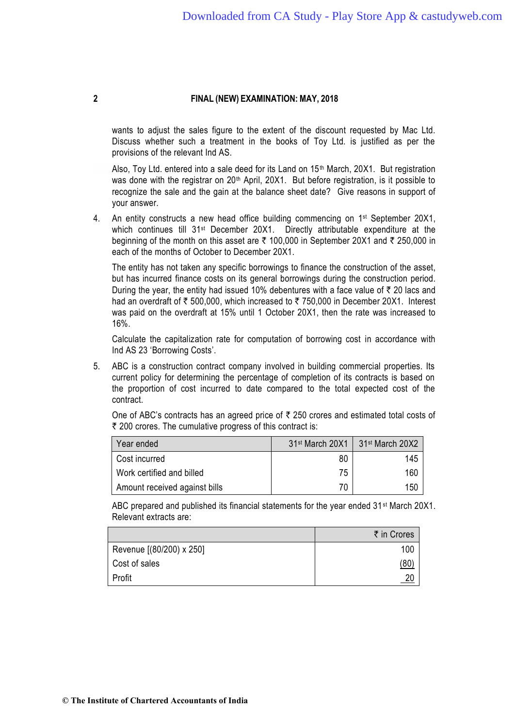wants to adjust the sales figure to the extent of the discount requested by Mac Ltd. Discuss whether such a treatment in the books of Toy Ltd. is justified as per the provisions of the relevant Ind AS.

Also, Toy Ltd. entered into a sale deed for its Land on 15th March, 20X1. But registration was done with the registrar on 20th April, 20X1. But before registration, is it possible to recognize the sale and the gain at the balance sheet date? Give reasons in support of your answer.

4. An entity constructs a new head office building commencing on 1st September 20X1, which continues till 31st December 20X1. Directly attributable expenditure at the beginning of the month on this asset are ₹ 100,000 in September 20X1 and ₹ 250,000 in each of the months of October to December 20X1.

   The entity has not taken any specific borrowings to finance the construction of the asset, but has incurred finance costs on its general borrowings during the construction period. During the year, the entity had issued 10% debentures with a face value of ₹ 20 lacs and had an overdraft of ₹ 500,000, which increased to ₹ 750,000 in December 20X1. Interest was paid on the overdraft at 15% until 1 October 20X1, then the rate was increased to 16%.

   Calculate the capitalization rate for computation of borrowing cost in accordance with Ind AS 23 'Borrowing Costs'.

5. ABC is a construction contract company involved in building commercial properties. Its current policy for determining the percentage of completion of its contracts is based on the proportion of cost incurred to date compared to the total expected cost of the contract.

   One of ABC's contracts has an agreed price of ₹ 250 crores and estimated total costs of ₹ 200 crores. The cumulative progress of this contract is:

| Year ended | 31st March 20X1 | 31st March 20X2 |
|---|---|---|
| Cost incurred | 80 | 145 |
| Work certified and billed | 75 | 160 |
| Amount received against bills | 70 | 150 |

   ABC prepared and published its financial statements for the year ended 31st March 20X1. Relevant extracts are:

| | ₹ in Crores |
|---|---|
| Revenue [(80/200) x 250] | 100 |
| Cost of sales | (80) |
| Profit | 20 |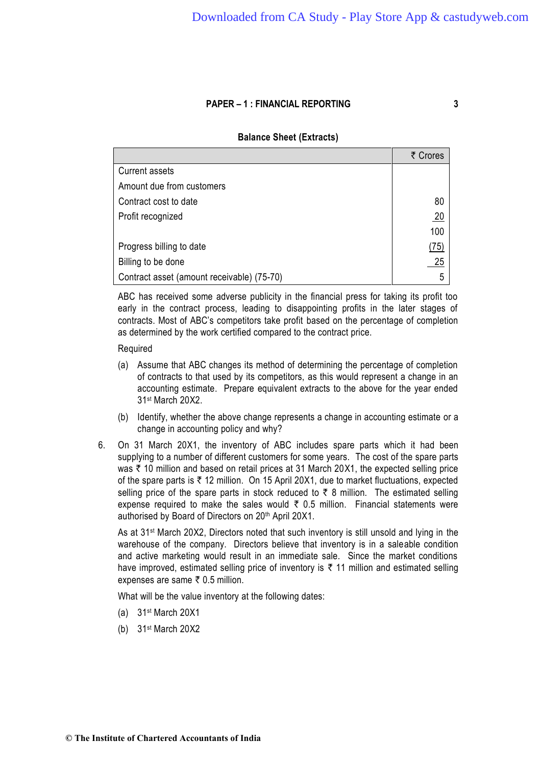**Balance Sheet (Extracts)**

| | ₹ Crores |
|---|---|
| Current assets | |
| Amount due from customers | |
| Contract cost to date | 80 |
| Profit recognized | 20 |
| | 100 |
| Progress billing to date | (75) |
| Billing to be done | 25 |
| Contract asset (amount receivable) (75-70) | 5 |

ABC has received some adverse publicity in the financial press for taking its profit too early in the contract process, leading to disappointing profits in the later stages of contracts. Most of ABC's competitors take profit based on the percentage of completion as determined by the work certified compared to the contract price.

Required

(a) Assume that ABC changes its method of determining the percentage of completion of contracts to that used by its competitors, as this would represent a change in an accounting estimate. Prepare equivalent extracts to the above for the year ended 31st March 20X2.

(b) Identify, whether the above change represents a change in accounting estimate or a change in accounting policy and why?

6. On 31 March 20X1, the inventory of ABC includes spare parts which it had been supplying to a number of different customers for some years. The cost of the spare parts was ₹ 10 million and based on retail prices at 31 March 20X1, the expected selling price of the spare parts is ₹ 12 million. On 15 April 20X1, due to market fluctuations, expected selling price of the spare parts in stock reduced to ₹ 8 million. The estimated selling expense required to make the sales would ₹ 0.5 million. Financial statements were authorised by Board of Directors on 20th April 20X1.

As at 31st March 20X2, Directors noted that such inventory is still unsold and lying in the warehouse of the company. Directors believe that inventory is in a saleable condition and active marketing would result in an immediate sale. Since the market conditions have improved, estimated selling price of inventory is ₹ 11 million and estimated selling expenses are same ₹ 0.5 million.

What will be the value inventory at the following dates:

(a) 31st March 20X1

(b) 31st March 20X2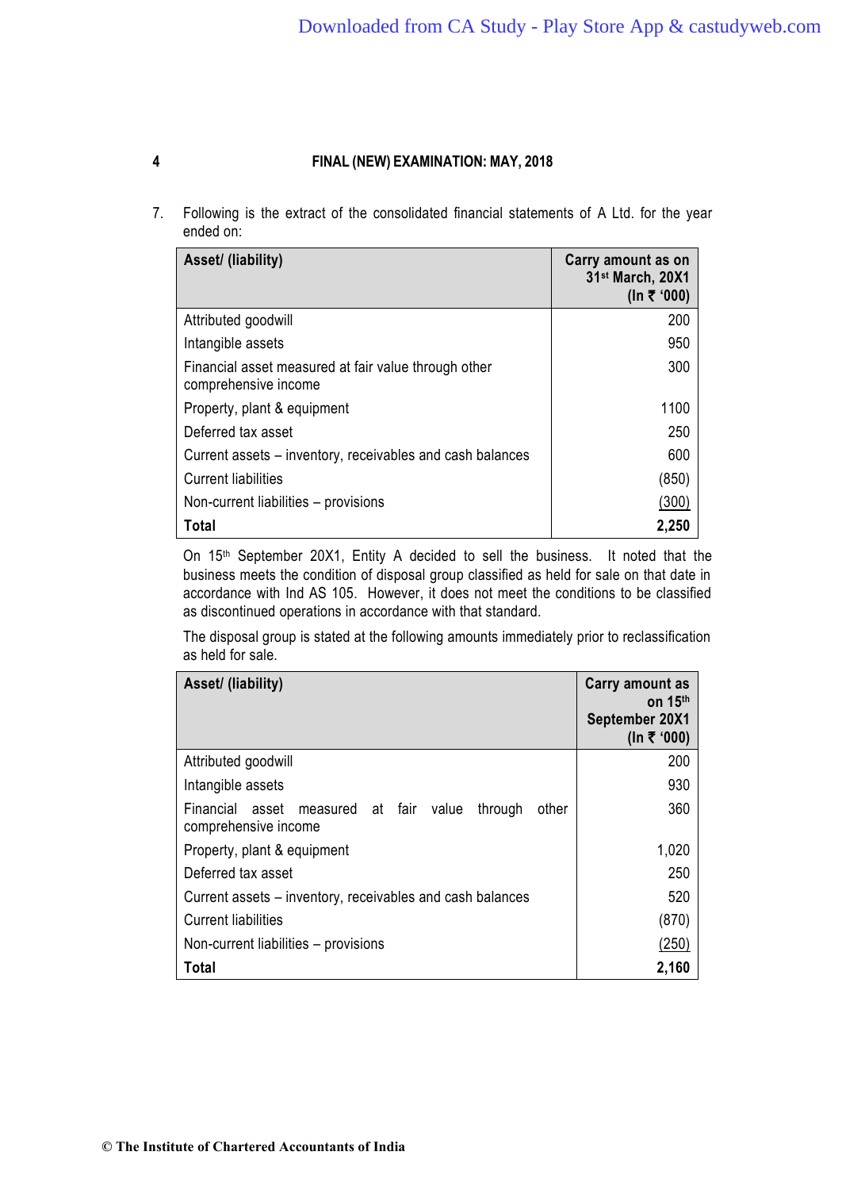7. Following is the extract of the consolidated financial statements of A Ltd. for the year ended on:

| Asset/ (liability) | Carry amount as on 31st March, 20X1 (In ₹ '000) |
|---|---|
| Attributed goodwill | 200 |
| Intangible assets | 950 |
| Financial asset measured at fair value through other comprehensive income | 300 |
| Property, plant & equipment | 1100 |
| Deferred tax asset | 250 |
| Current assets – inventory, receivables and cash balances | 600 |
| Current liabilities | (850) |
| Non-current liabilities – provisions | (300) |
| **Total** | **2,250** |

On 15th September 20X1, Entity A decided to sell the business. It noted that the business meets the condition of disposal group classified as held for sale on that date in accordance with Ind AS 105. However, it does not meet the conditions to be classified as discontinued operations in accordance with that standard.

The disposal group is stated at the following amounts immediately prior to reclassification as held for sale.

| Asset/ (liability) | Carry amount as on 15th September 20X1 (In ₹ '000) |
|---|---|
| Attributed goodwill | 200 |
| Intangible assets | 930 |
| Financial asset measured at fair value through other comprehensive income | 360 |
| Property, plant & equipment | 1,020 |
| Deferred tax asset | 250 |
| Current assets – inventory, receivables and cash balances | 520 |
| Current liabilities | (870) |
| Non-current liabilities – provisions | (250) |
| **Total** | **2,160** |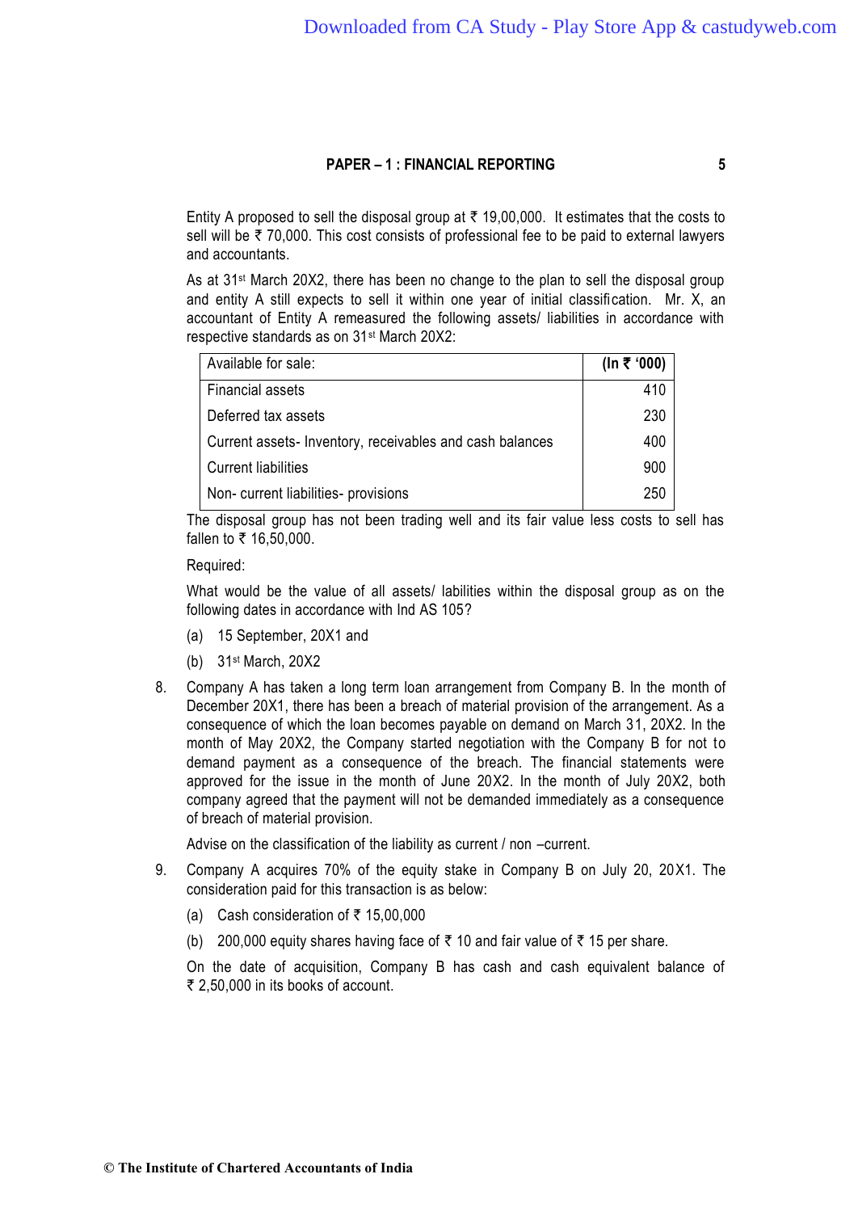Entity A proposed to sell the disposal group at ₹ 19,00,000. It estimates that the costs to sell will be ₹ 70,000. This cost consists of professional fee to be paid to external lawyers and accountants.

As at 31st March 20X2, there has been no change to the plan to sell the disposal group and entity A still expects to sell it within one year of initial classification. Mr. X, an accountant of Entity A remeasured the following assets/ liabilities in accordance with respective standards as on 31st March 20X2:

| Available for sale: | **(In ₹ '000)** |
|---|---|
| Financial assets | 410 |
| Deferred tax assets | 230 |
| Current assets- Inventory, receivables and cash balances | 400 |
| Current liabilities | 900 |
| Non- current liabilities- provisions | 250 |

The disposal group has not been trading well and its fair value less costs to sell has fallen to ₹ 16,50,000.

Required:

What would be the value of all assets/ liabilities within the disposal group as on the following dates in accordance with Ind AS 105?

(a) 15 September, 20X1 and

(b) 31st March, 20X2

8. Company A has taken a long term loan arrangement from Company B. In the month of December 20X1, there has been a breach of material provision of the arrangement. As a consequence of which the loan becomes payable on demand on March 31, 20X2. In the month of May 20X2, the Company started negotiation with the Company B for not to demand payment as a consequence of the breach. The financial statements were approved for the issue in the month of June 20X2. In the month of July 20X2, both company agreed that the payment will not be demanded immediately as a consequence of breach of material provision.

   Advise on the classification of the liability as current / non –current.

9. Company A acquires 70% of the equity stake in Company B on July 20, 20X1. The consideration paid for this transaction is as below:

   (a) Cash consideration of ₹ 15,00,000

   (b) 200,000 equity shares having face of ₹ 10 and fair value of ₹ 15 per share.

   On the date of acquisition, Company B has cash and cash equivalent balance of ₹ 2,50,000 in its books of account.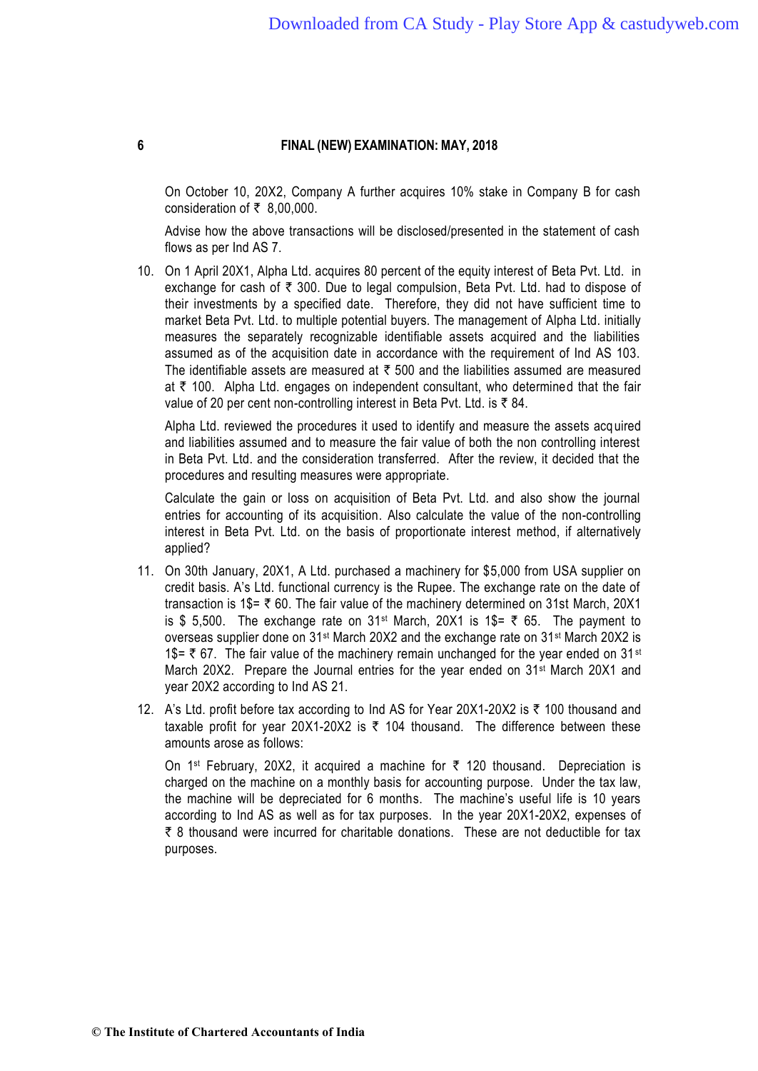On October 10, 20X2, Company A further acquires 10% stake in Company B for cash consideration of ₹ 8,00,000.

Advise how the above transactions will be disclosed/presented in the statement of cash flows as per Ind AS 7.

10. On 1 April 20X1, Alpha Ltd. acquires 80 percent of the equity interest of Beta Pvt. Ltd. in exchange for cash of ₹ 300. Due to legal compulsion, Beta Pvt. Ltd. had to dispose of their investments by a specified date. Therefore, they did not have sufficient time to market Beta Pvt. Ltd. to multiple potential buyers. The management of Alpha Ltd. initially measures the separately recognizable identifiable assets acquired and the liabilities assumed as of the acquisition date in accordance with the requirement of Ind AS 103. The identifiable assets are measured at ₹ 500 and the liabilities assumed are measured at ₹ 100. Alpha Ltd. engages on independent consultant, who determined that the fair value of 20 per cent non-controlling interest in Beta Pvt. Ltd. is ₹ 84.

    Alpha Ltd. reviewed the procedures it used to identify and measure the assets acquired and liabilities assumed and to measure the fair value of both the non controlling interest in Beta Pvt. Ltd. and the consideration transferred. After the review, it decided that the procedures and resulting measures were appropriate.

    Calculate the gain or loss on acquisition of Beta Pvt. Ltd. and also show the journal entries for accounting of its acquisition. Also calculate the value of the non-controlling interest in Beta Pvt. Ltd. on the basis of proportionate interest method, if alternatively applied?

11. On 30th January, 20X1, A Ltd. purchased a machinery for \$5,000 from USA supplier on credit basis. A's Ltd. functional currency is the Rupee. The exchange rate on the date of transaction is 1\$= ₹ 60. The fair value of the machinery determined on 31st March, 20X1 is \$ 5,500. The exchange rate on 31st March, 20X1 is 1\$= ₹ 65. The payment to overseas supplier done on 31st March 20X2 and the exchange rate on 31st March 20X2 is 1\$= ₹ 67. The fair value of the machinery remain unchanged for the year ended on 31st March 20X2. Prepare the Journal entries for the year ended on 31st March 20X1 and year 20X2 according to Ind AS 21.

12. A's Ltd. profit before tax according to Ind AS for Year 20X1-20X2 is ₹ 100 thousand and taxable profit for year 20X1-20X2 is ₹ 104 thousand. The difference between these amounts arose as follows:

    On 1st February, 20X2, it acquired a machine for ₹ 120 thousand. Depreciation is charged on the machine on a monthly basis for accounting purpose. Under the tax law, the machine will be depreciated for 6 months. The machine's useful life is 10 years according to Ind AS as well as for tax purposes. In the year 20X1-20X2, expenses of ₹ 8 thousand were incurred for charitable donations. These are not deductible for tax purposes.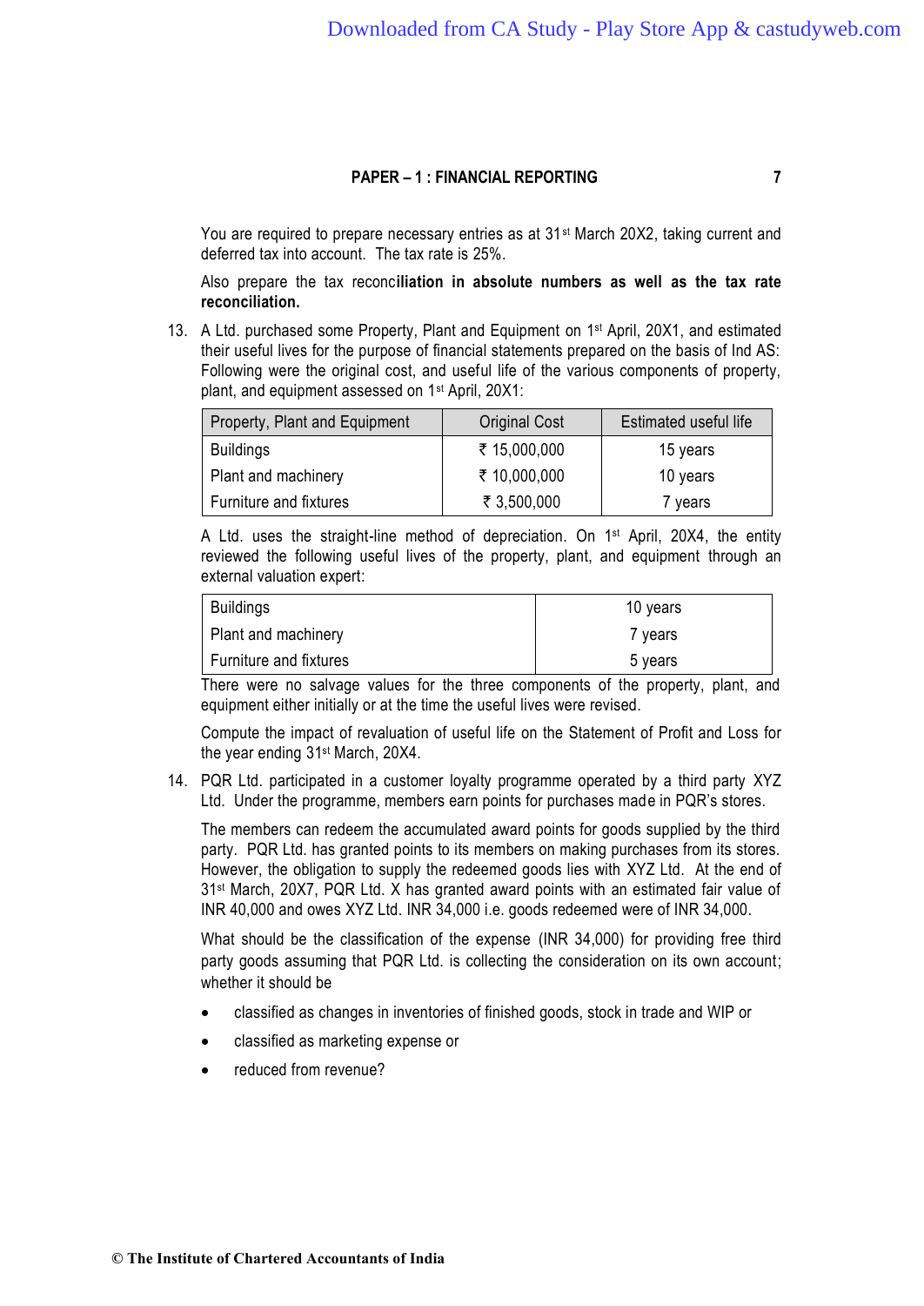You are required to prepare necessary entries as at 31st March 20X2, taking current and deferred tax into account. The tax rate is 25%.

Also prepare the tax reconci**liation in absolute numbers as well as the tax rate reconciliation.**

13. A Ltd. purchased some Property, Plant and Equipment on 1st April, 20X1, and estimated their useful lives for the purpose of financial statements prepared on the basis of Ind AS: Following were the original cost, and useful life of the various components of property, plant, and equipment assessed on 1st April, 20X1:

| Property, Plant and Equipment | Original Cost | Estimated useful life |
|---|---|---|
| Buildings | ₹ 15,000,000 | 15 years |
| Plant and machinery | ₹ 10,000,000 | 10 years |
| Furniture and fixtures | ₹ 3,500,000 | 7 years |

A Ltd. uses the straight-line method of depreciation. On 1st April, 20X4, the entity reviewed the following useful lives of the property, plant, and equipment through an external valuation expert:

| | |
|---|---|
| Buildings | 10 years |
| Plant and machinery | 7 years |
| Furniture and fixtures | 5 years |

There were no salvage values for the three components of the property, plant, and equipment either initially or at the time the useful lives were revised.

Compute the impact of revaluation of useful life on the Statement of Profit and Loss for the year ending 31st March, 20X4.

14. PQR Ltd. participated in a customer loyalty programme operated by a third party XYZ Ltd. Under the programme, members earn points for purchases made in PQR's stores.

The members can redeem the accumulated award points for goods supplied by the third party. PQR Ltd. has granted points to its members on making purchases from its stores. However, the obligation to supply the redeemed goods lies with XYZ Ltd. At the end of 31st March, 20X7, PQR Ltd. X has granted award points with an estimated fair value of INR 40,000 and owes XYZ Ltd. INR 34,000 i.e. goods redeemed were of INR 34,000.

What should be the classification of the expense (INR 34,000) for providing free third party goods assuming that PQR Ltd. is collecting the consideration on its own account; whether it should be

- classified as changes in inventories of finished goods, stock in trade and WIP or
- classified as marketing expense or
- reduced from revenue?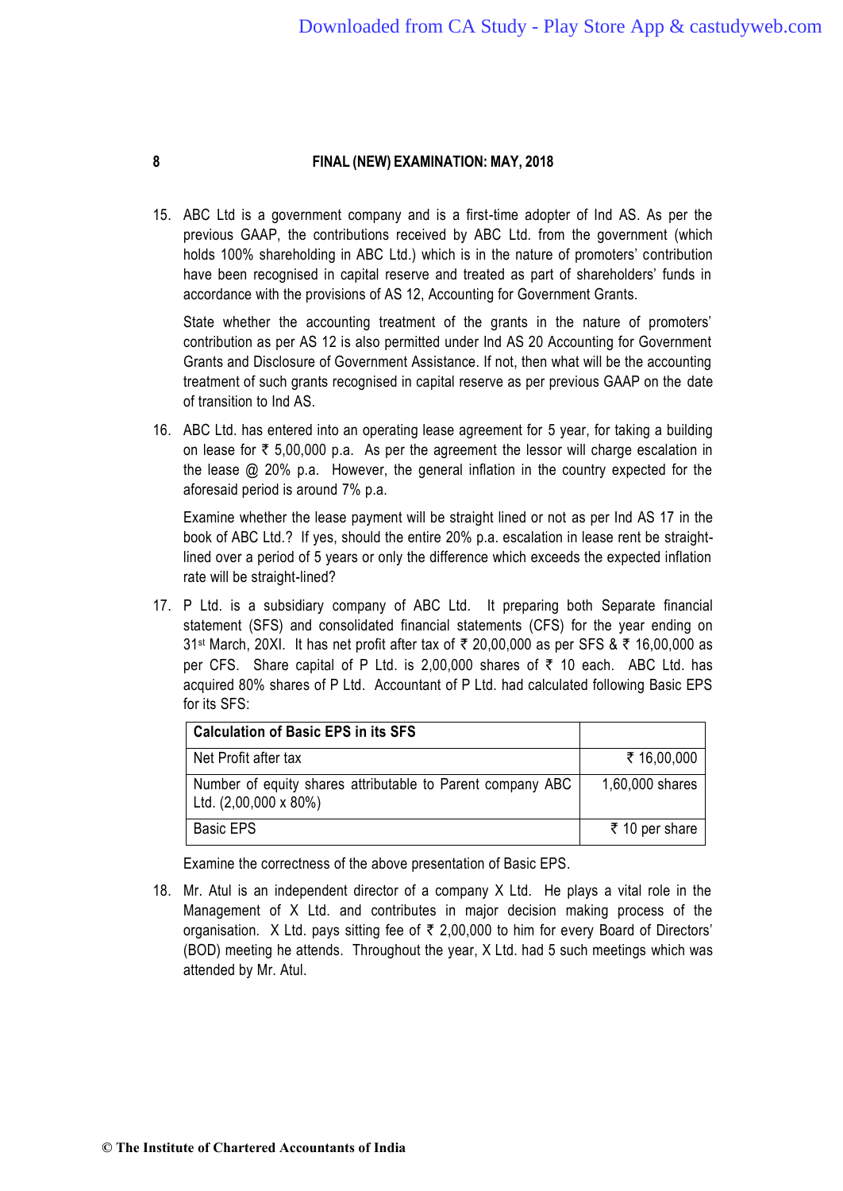15. ABC Ltd is a government company and is a first-time adopter of Ind AS. As per the previous GAAP, the contributions received by ABC Ltd. from the government (which holds 100% shareholding in ABC Ltd.) which is in the nature of promoters' contribution have been recognised in capital reserve and treated as part of shareholders' funds in accordance with the provisions of AS 12, Accounting for Government Grants.

    State whether the accounting treatment of the grants in the nature of promoters' contribution as per AS 12 is also permitted under Ind AS 20 Accounting for Government Grants and Disclosure of Government Assistance. If not, then what will be the accounting treatment of such grants recognised in capital reserve as per previous GAAP on the date of transition to Ind AS.

16. ABC Ltd. has entered into an operating lease agreement for 5 year, for taking a building on lease for ₹ 5,00,000 p.a. As per the agreement the lessor will charge escalation in the lease @ 20% p.a. However, the general inflation in the country expected for the aforesaid period is around 7% p.a.

    Examine whether the lease payment will be straight lined or not as per Ind AS 17 in the book of ABC Ltd.? If yes, should the entire 20% p.a. escalation in lease rent be straight-lined over a period of 5 years or only the difference which exceeds the expected inflation rate will be straight-lined?

17. P Ltd. is a subsidiary company of ABC Ltd. It preparing both Separate financial statement (SFS) and consolidated financial statements (CFS) for the year ending on 31st March, 20XI. It has net profit after tax of ₹ 20,00,000 as per SFS & ₹ 16,00,000 as per CFS. Share capital of P Ltd. is 2,00,000 shares of ₹ 10 each. ABC Ltd. has acquired 80% shares of P Ltd. Accountant of P Ltd. had calculated following Basic EPS for its SFS:

    | Calculation of Basic EPS in its SFS | |
    |---|---|
    | Net Profit after tax | ₹ 16,00,000 |
    | Number of equity shares attributable to Parent company ABC Ltd. (2,00,000 x 80%) | 1,60,000 shares |
    | Basic EPS | ₹ 10 per share |

    Examine the correctness of the above presentation of Basic EPS.

18. Mr. Atul is an independent director of a company X Ltd. He plays a vital role in the Management of X Ltd. and contributes in major decision making process of the organisation. X Ltd. pays sitting fee of ₹ 2,00,000 to him for every Board of Directors' (BOD) meeting he attends. Throughout the year, X Ltd. had 5 such meetings which was attended by Mr. Atul.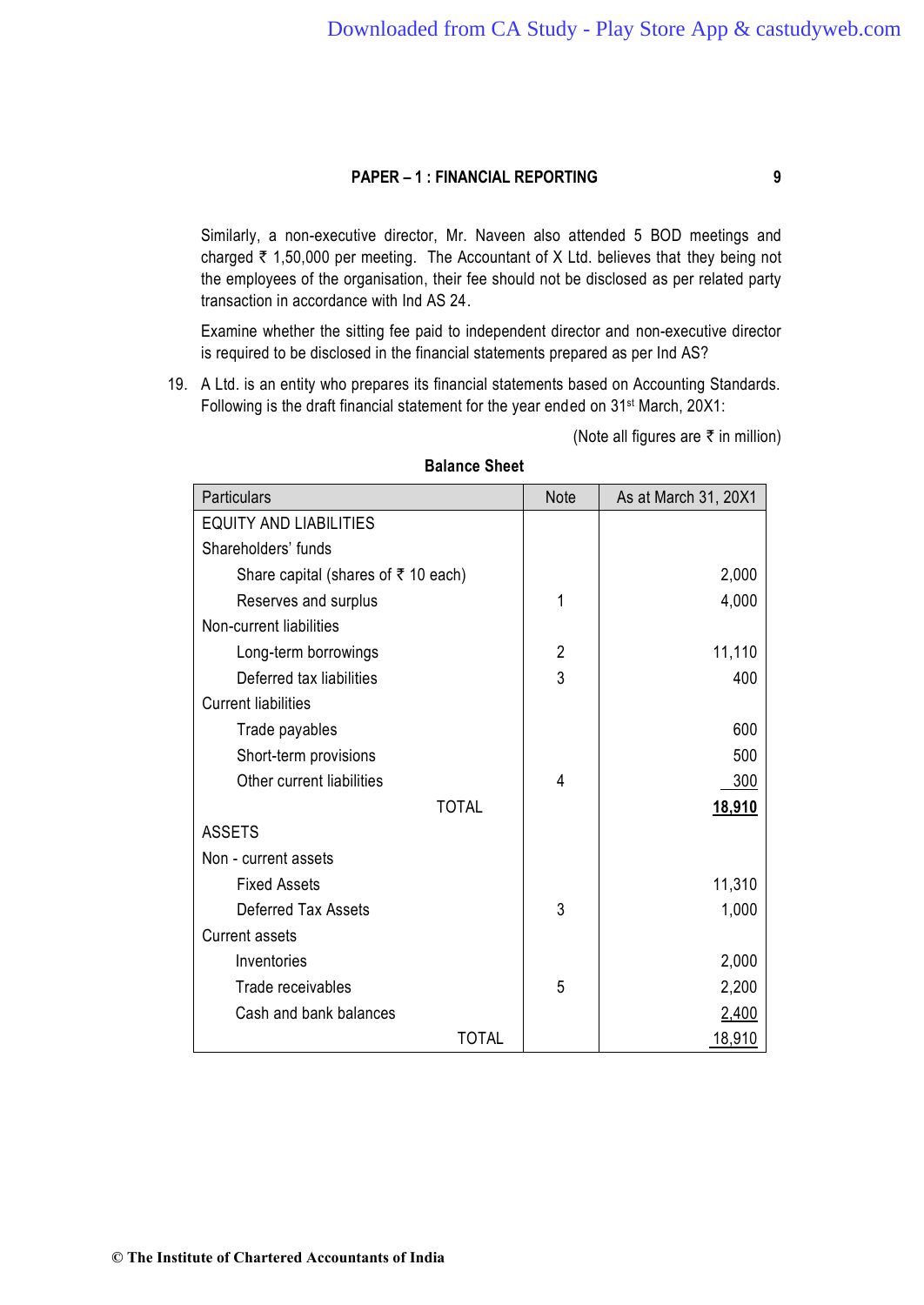Similarly, a non-executive director, Mr. Naveen also attended 5 BOD meetings and charged ₹ 1,50,000 per meeting. The Accountant of X Ltd. believes that they being not the employees of the organisation, their fee should not be disclosed as per related party transaction in accordance with Ind AS 24.

Examine whether the sitting fee paid to independent director and non-executive director is required to be disclosed in the financial statements prepared as per Ind AS?

19. A Ltd. is an entity who prepares its financial statements based on Accounting Standards. Following is the draft financial statement for the year ended on 31st March, 20X1:

(Note all figures are ₹ in million)

**Balance Sheet**

| Particulars | Note | As at March 31, 20X1 |
|---|---|---|
| EQUITY AND LIABILITIES | | |
| Shareholders' funds | | |
| Share capital (shares of ₹ 10 each) | | 2,000 |
| Reserves and surplus | 1 | 4,000 |
| Non-current liabilities | | |
| Long-term borrowings | 2 | 11,110 |
| Deferred tax liabilities | 3 | 400 |
| Current liabilities | | |
| Trade payables | | 600 |
| Short-term provisions | | 500 |
| Other current liabilities | 4 | 300 |
| TOTAL | | **18,910** |
| ASSETS | | |
| Non - current assets | | |
| Fixed Assets | | 11,310 |
| Deferred Tax Assets | 3 | 1,000 |
| Current assets | | |
| Inventories | | 2,000 |
| Trade receivables | 5 | 2,200 |
| Cash and bank balances | | 2,400 |
| TOTAL | | 18,910 |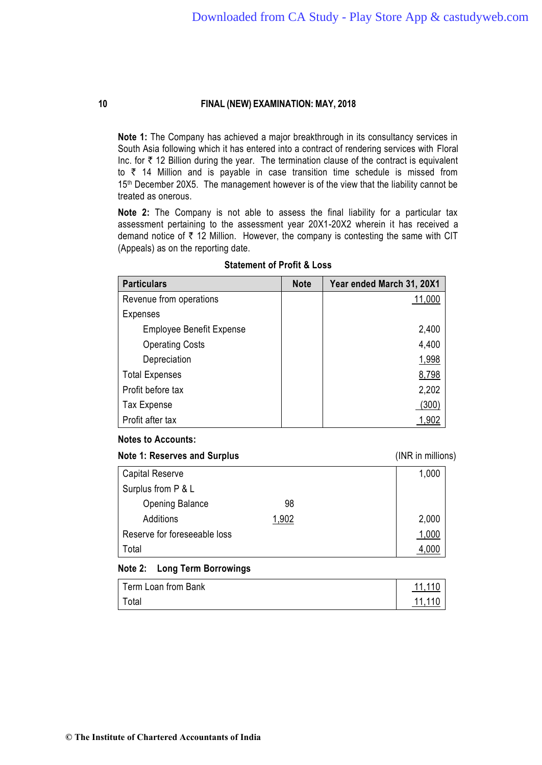**Note 1:** The Company has achieved a major breakthrough in its consultancy services in South Asia following which it has entered into a contract of rendering services with Floral Inc. for ₹ 12 Billion during the year. The termination clause of the contract is equivalent to ₹ 14 Million and is payable in case transition time schedule is missed from 15th December 20X5. The management however is of the view that the liability cannot be treated as onerous.

**Note 2:** The Company is not able to assess the final liability for a particular tax assessment pertaining to the assessment year 20X1-20X2 wherein it has received a demand notice of ₹ 12 Million. However, the company is contesting the same with CIT (Appeals) as on the reporting date.

**Statement of Profit & Loss**

| Particulars | Note | Year ended March 31, 20X1 |
|---|---|---|
| Revenue from operations | | 11,000 |
| Expenses | | |
| Employee Benefit Expense | | 2,400 |
| Operating Costs | | 4,400 |
| Depreciation | | 1,998 |
| Total Expenses | | 8,798 |
| Profit before tax | | 2,202 |
| Tax Expense | | (300) |
| Profit after tax | | 1,902 |

**Notes to Accounts:**

**Note 1: Reserves and Surplus** (INR in millions)

| | | |
|---|---|---|
| Capital Reserve | | 1,000 |
| Surplus from P & L | | |
| Opening Balance | 98 | |
| Additions | 1,902 | 2,000 |
| Reserve for foreseeable loss | | 1,000 |
| Total | | 4,000 |

**Note 2: Long Term Borrowings**

| | |
|---|---|
| Term Loan from Bank | 11,110 |
| Total | 11,110 |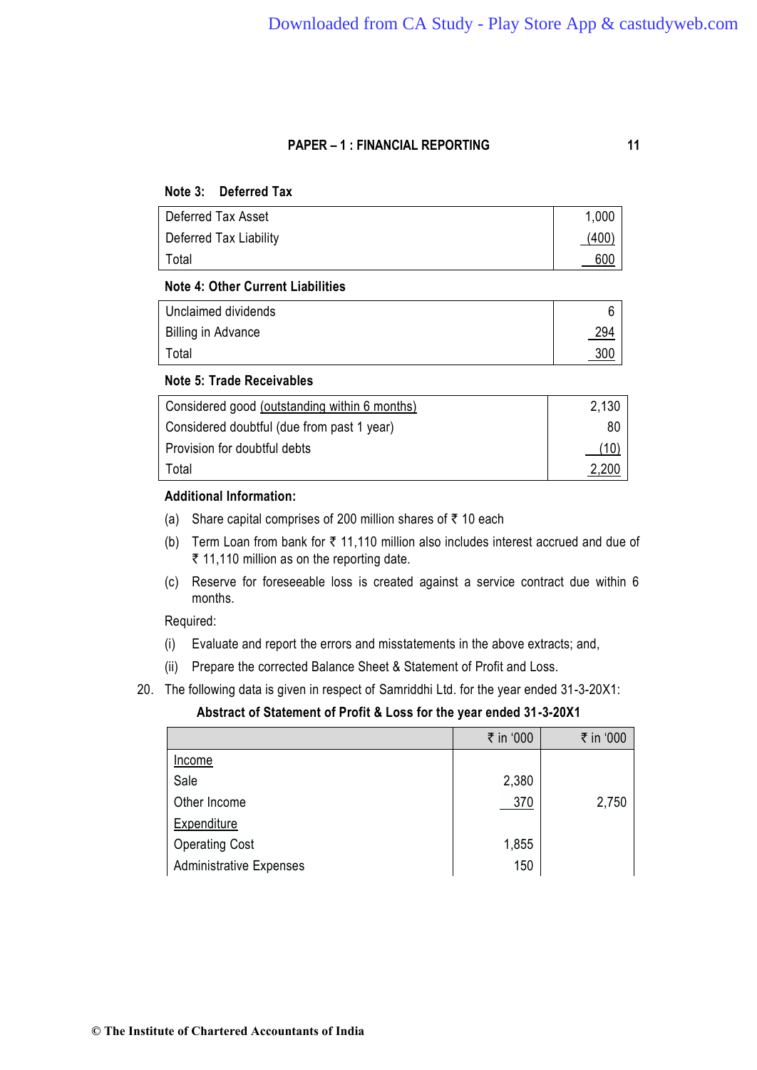**Note 3: Deferred Tax**

| | |
|---|---|
| Deferred Tax Asset | 1,000 |
| Deferred Tax Liability | (400) |
| Total | 600 |

**Note 4: Other Current Liabilities**

| | |
|---|---|
| Unclaimed dividends | 6 |
| Billing in Advance | 294 |
| Total | 300 |

**Note 5: Trade Receivables**

| | |
|---|---|
| Considered good (outstanding within 6 months) | 2,130 |
| Considered doubtful (due from past 1 year) | 80 |
| Provision for doubtful debts | (10) |
| Total | 2,200 |

**Additional Information:**

(a) Share capital comprises of 200 million shares of ₹ 10 each

(b) Term Loan from bank for ₹ 11,110 million also includes interest accrued and due of ₹ 11,110 million as on the reporting date.

(c) Reserve for foreseeable loss is created against a service contract due within 6 months.

Required:

(i) Evaluate and report the errors and misstatements in the above extracts; and,

(ii) Prepare the corrected Balance Sheet & Statement of Profit and Loss.

20. The following data is given in respect of Samriddhi Ltd. for the year ended 31-3-20X1:

**Abstract of Statement of Profit & Loss for the year ended 31-3-20X1**

| | ₹ in '000 | ₹ in '000 |
|---|---|---|
| Income | | |
| Sale | 2,380 | |
| Other Income | 370 | 2,750 |
| Expenditure | | |
| Operating Cost | 1,855 | |
| Administrative Expenses | 150 | |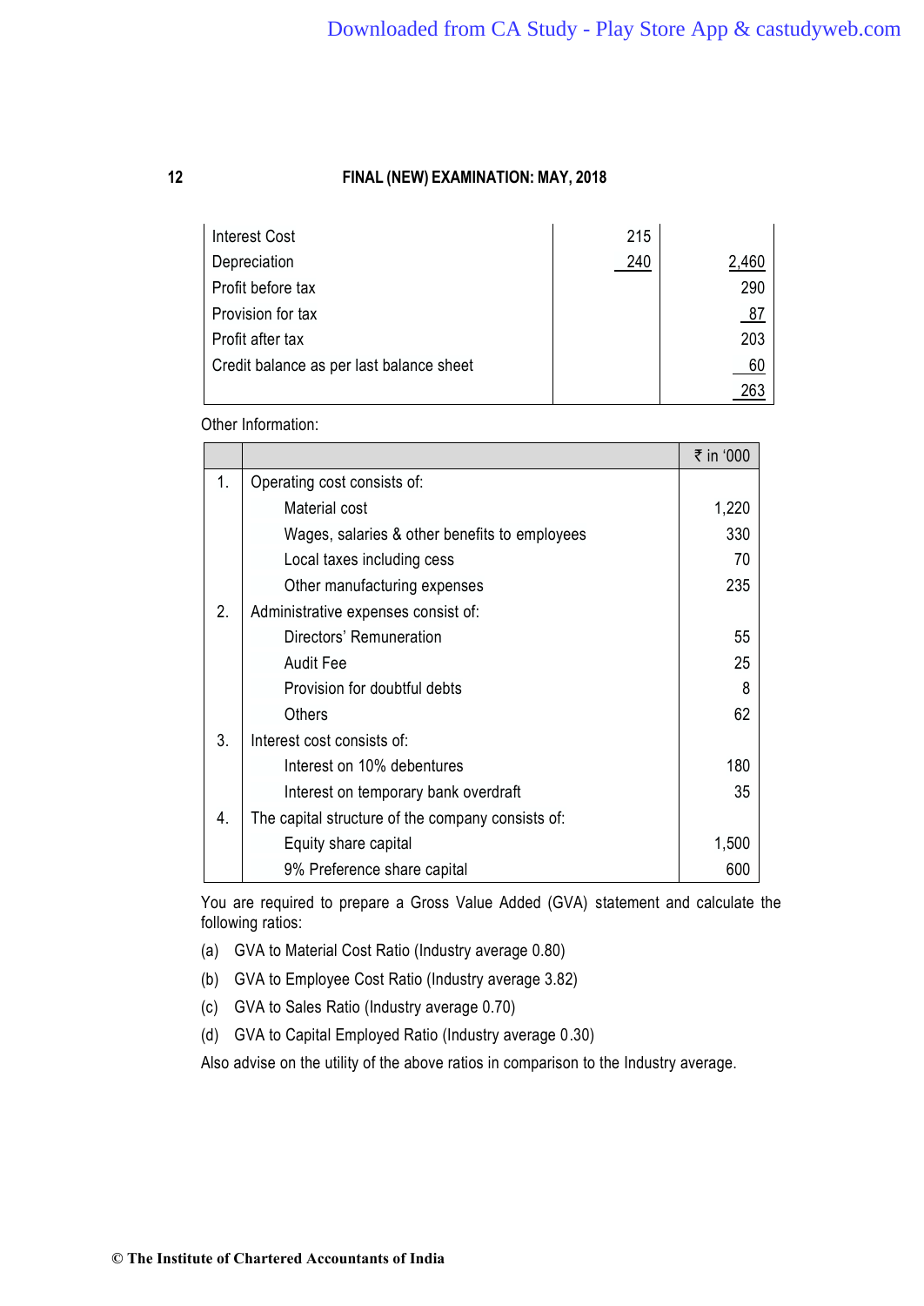| | | |
|---|---|---|
| Interest Cost | 215 | |
| Depreciation | 240 | 2,460 |
| Profit before tax | | 290 |
| Provision for tax | | 87 |
| Profit after tax | | 203 |
| Credit balance as per last balance sheet | | 60 |
| | | 263 |

Other Information:

| | | ₹ in '000 |
|---|---|---|
| 1. | Operating cost consists of: | |
| | Material cost | 1,220 |
| | Wages, salaries & other benefits to employees | 330 |
| | Local taxes including cess | 70 |
| | Other manufacturing expenses | 235 |
| 2. | Administrative expenses consist of: | |
| | Directors' Remuneration | 55 |
| | Audit Fee | 25 |
| | Provision for doubtful debts | 8 |
| | Others | 62 |
| 3. | Interest cost consists of: | |
| | Interest on 10% debentures | 180 |
| | Interest on temporary bank overdraft | 35 |
| 4. | The capital structure of the company consists of: | |
| | Equity share capital | 1,500 |
| | 9% Preference share capital | 600 |

You are required to prepare a Gross Value Added (GVA) statement and calculate the following ratios:

(a) GVA to Material Cost Ratio (Industry average 0.80)

(b) GVA to Employee Cost Ratio (Industry average 3.82)

(c) GVA to Sales Ratio (Industry average 0.70)

(d) GVA to Capital Employed Ratio (Industry average 0.30)

Also advise on the utility of the above ratios in comparison to the Industry average.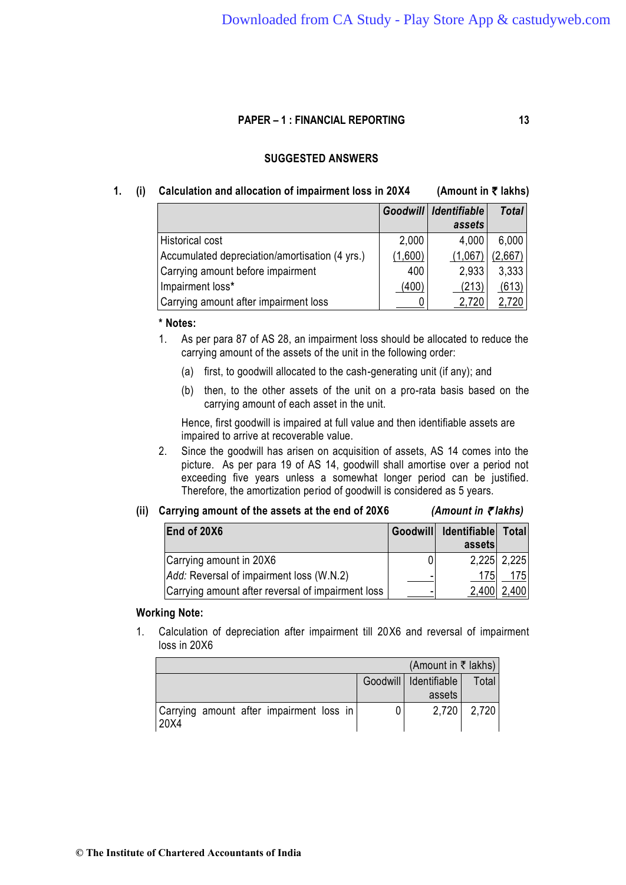## SUGGESTED ANSWERS

**1. (i) Calculation and allocation of impairment loss in 20X4** **(Amount in ₹ lakhs)**

| | ***Goodwill*** | ***Identifiable assets*** | ***Total*** |
|---|---|---|---|
| Historical cost | 2,000 | 4,000 | 6,000 |
| Accumulated depreciation/amortisation (4 yrs.) | (1,600) | (1,067) | (2,667) |
| Carrying amount before impairment | 400 | 2,933 | 3,333 |
| Impairment loss* | (400) | (213) | (613) |
| Carrying amount after impairment loss | 0 | 2,720 | 2,720 |

**\* Notes:**

1. As per para 87 of AS 28, an impairment loss should be allocated to reduce the carrying amount of the assets of the unit in the following order:

   (a) first, to goodwill allocated to the cash-generating unit (if any); and

   (b) then, to the other assets of the unit on a pro-rata basis based on the carrying amount of each asset in the unit.

   Hence, first goodwill is impaired at full value and then identifiable assets are impaired to arrive at recoverable value.

2. Since the goodwill has arisen on acquisition of assets, AS 14 comes into the picture. As per para 19 of AS 14, goodwill shall amortise over a period not exceeding five years unless a somewhat longer period can be justified. Therefore, the amortization period of goodwill is considered as 5 years.

**(ii) Carrying amount of the assets at the end of 20X6** ***(Amount in ₹ lakhs)***

| **End of 20X6** | **Goodwill** | **Identifiable assets** | **Total** |
|---|---|---|---|
| Carrying amount in 20X6 | 0 | 2,225 | 2,225 |
| *Add:* Reversal of impairment loss (W.N.2) | - | 175 | 175 |
| Carrying amount after reversal of impairment loss | - | 2,400 | 2,400 |

**Working Note:**

1. Calculation of depreciation after impairment till 20X6 and reversal of impairment loss in 20X6

| | | | (Amount in ₹ lakhs) |
|---|---|---|---|
| | Goodwill | Identifiable assets | Total |
| Carrying amount after impairment loss in 20X4 | 0 | 2,720 | 2,720 |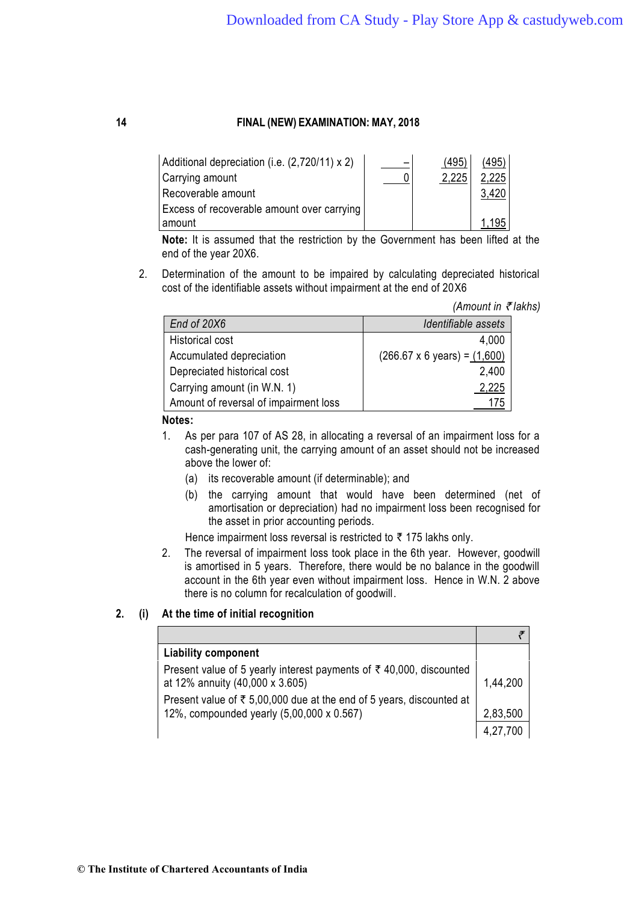| | | | |
|---|---|---|---|
| Additional depreciation (i.e. (2,720/11) x 2) | – | (495) | (495) |
| Carrying amount | 0 | 2,225 | 2,225 |
| Recoverable amount | | | 3,420 |
| Excess of recoverable amount over carrying amount | | | 1,195 |

**Note:** It is assumed that the restriction by the Government has been lifted at the end of the year 20X6.

2. Determination of the amount to be impaired by calculating depreciated historical cost of the identifiable assets without impairment at the end of 20X6

*(Amount in ₹ lakhs)*

| *End of 20X6* | *Identifiable assets* |
|---|---|
| Historical cost | 4,000 |
| Accumulated depreciation | (266.67 x 6 years) = (1,600) |
| Depreciated historical cost | 2,400 |
| Carrying amount (in W.N. 1) | 2,225 |
| Amount of reversal of impairment loss | 175 |

**Notes:**

1. As per para 107 of AS 28, in allocating a reversal of an impairment loss for a cash-generating unit, the carrying amount of an asset should not be increased above the lower of:
   (a) its recoverable amount (if determinable); and
   (b) the carrying amount that would have been determined (net of amortisation or depreciation) had no impairment loss been recognised for the asset in prior accounting periods.

   Hence impairment loss reversal is restricted to ₹ 175 lakhs only.

2. The reversal of impairment loss took place in the 6th year. However, goodwill is amortised in 5 years. Therefore, there would be no balance in the goodwill account in the 6th year even without impairment loss. Hence in W.N. 2 above there is no column for recalculation of goodwill.

**2. (i) At the time of initial recognition**

| | ₹ |
|---|---|
| **Liability component** | |
| Present value of 5 yearly interest payments of ₹ 40,000, discounted at 12% annuity (40,000 x 3.605) | 1,44,200 |
| Present value of ₹ 5,00,000 due at the end of 5 years, discounted at 12%, compounded yearly (5,00,000 x 0.567) | 2,83,500 |
| | 4,27,700 |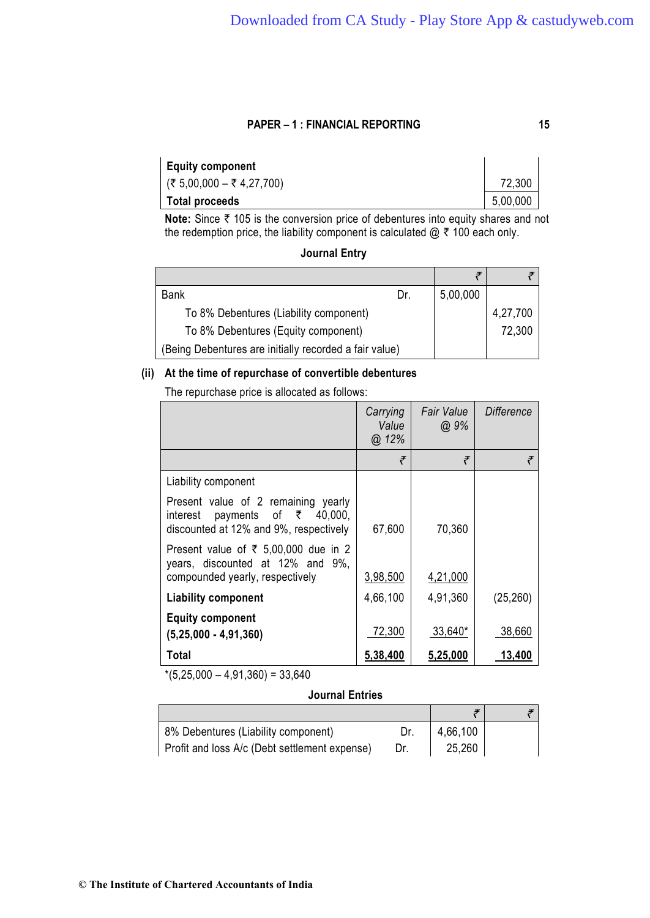| | |
|---|---|
| **Equity component** (₹ 5,00,000 – ₹ 4,27,700) | 72,300 |
| **Total proceeds** | 5,00,000 |

**Note:** Since ₹ 105 is the conversion price of debentures into equity shares and not the redemption price, the liability component is calculated @ ₹ 100 each only.

**Journal Entry**

| | ₹ | ₹ |
|---|---|---|
| Bank Dr. | 5,00,000 | |
| To 8% Debentures (Liability component) | | 4,27,700 |
| To 8% Debentures (Equity component) | | 72,300 |
| (Being Debentures are initially recorded a fair value) | | |

**(ii) At the time of repurchase of convertible debentures**

The repurchase price is allocated as follows:

| | *Carrying Value @ 12%* | *Fair Value @ 9%* | *Difference* |
|---|---|---|---|
| | ₹ | ₹ | ₹ |
| Liability component | | | |
| Present value of 2 remaining yearly interest payments of ₹ 40,000, discounted at 12% and 9%, respectively | 67,600 | 70,360 | |
| Present value of ₹ 5,00,000 due in 2 years, discounted at 12% and 9%, compounded yearly, respectively | 3,98,500 | 4,21,000 | |
| **Liability component** | 4,66,100 | 4,91,360 | (25,260) |
| **Equity component (5,25,000 - 4,91,360)** | 72,300 | 33,640* | 38,660 |
| **Total** | **5,38,400** | **5,25,000** | **13,400** |

*(5,25,000 – 4,91,360) = 33,640

**Journal Entries**

| | ₹ | ₹ |
|---|---|---|
| 8% Debentures (Liability component) Dr. | 4,66,100 | |
| Profit and loss A/c (Debt settlement expense) Dr. | 25,260 | |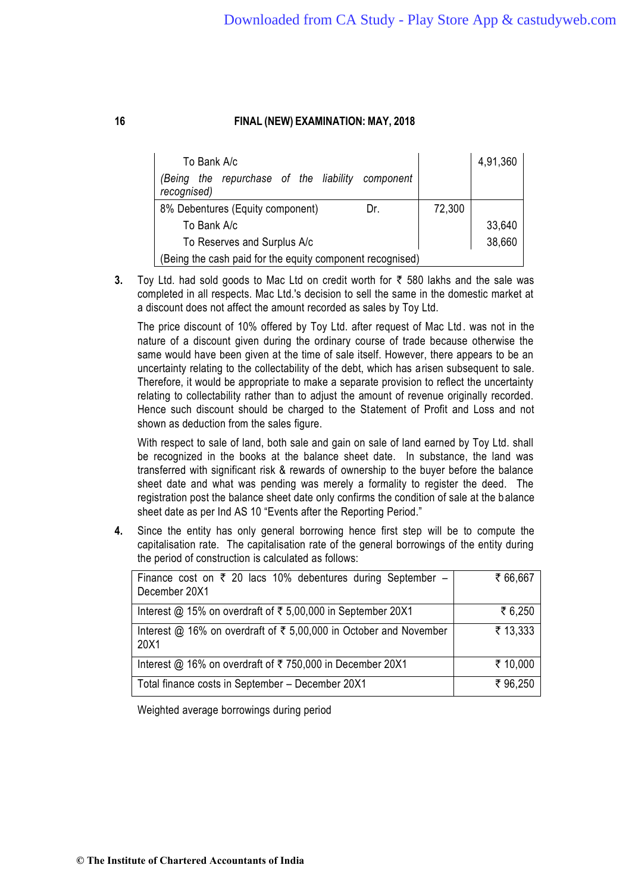| | | |
|---|---|---|
| To Bank A/c | | 4,91,360 |
| *(Being the repurchase of the liability component recognised)* | | |
| 8% Debentures (Equity component) Dr. | 72,300 | |
| To Bank A/c | | 33,640 |
| To Reserves and Surplus A/c | | 38,660 |
| (Being the cash paid for the equity component recognised) | | |

**3.** Toy Ltd. had sold goods to Mac Ltd on credit worth for ₹ 580 lakhs and the sale was completed in all respects. Mac Ltd.'s decision to sell the same in the domestic market at a discount does not affect the amount recorded as sales by Toy Ltd.

The price discount of 10% offered by Toy Ltd. after request of Mac Ltd. was not in the nature of a discount given during the ordinary course of trade because otherwise the same would have been given at the time of sale itself. However, there appears to be an uncertainty relating to the collectability of the debt, which has arisen subsequent to sale. Therefore, it would be appropriate to make a separate provision to reflect the uncertainty relating to collectability rather than to adjust the amount of revenue originally recorded. Hence such discount should be charged to the Statement of Profit and Loss and not shown as deduction from the sales figure.

With respect to sale of land, both sale and gain on sale of land earned by Toy Ltd. shall be recognized in the books at the balance sheet date. In substance, the land was transferred with significant risk & rewards of ownership to the buyer before the balance sheet date and what was pending was merely a formality to register the deed. The registration post the balance sheet date only confirms the condition of sale at the balance sheet date as per Ind AS 10 "Events after the Reporting Period."

**4.** Since the entity has only general borrowing hence first step will be to compute the capitalisation rate. The capitalisation rate of the general borrowings of the entity during the period of construction is calculated as follows:

| | |
|---|---|
| Finance cost on ₹ 20 lacs 10% debentures during September – December 20X1 | ₹ 66,667 |
| Interest @ 15% on overdraft of ₹ 5,00,000 in September 20X1 | ₹ 6,250 |
| Interest @ 16% on overdraft of ₹ 5,00,000 in October and November 20X1 | ₹ 13,333 |
| Interest @ 16% on overdraft of ₹ 750,000 in December 20X1 | ₹ 10,000 |
| Total finance costs in September – December 20X1 | ₹ 96,250 |

Weighted average borrowings during period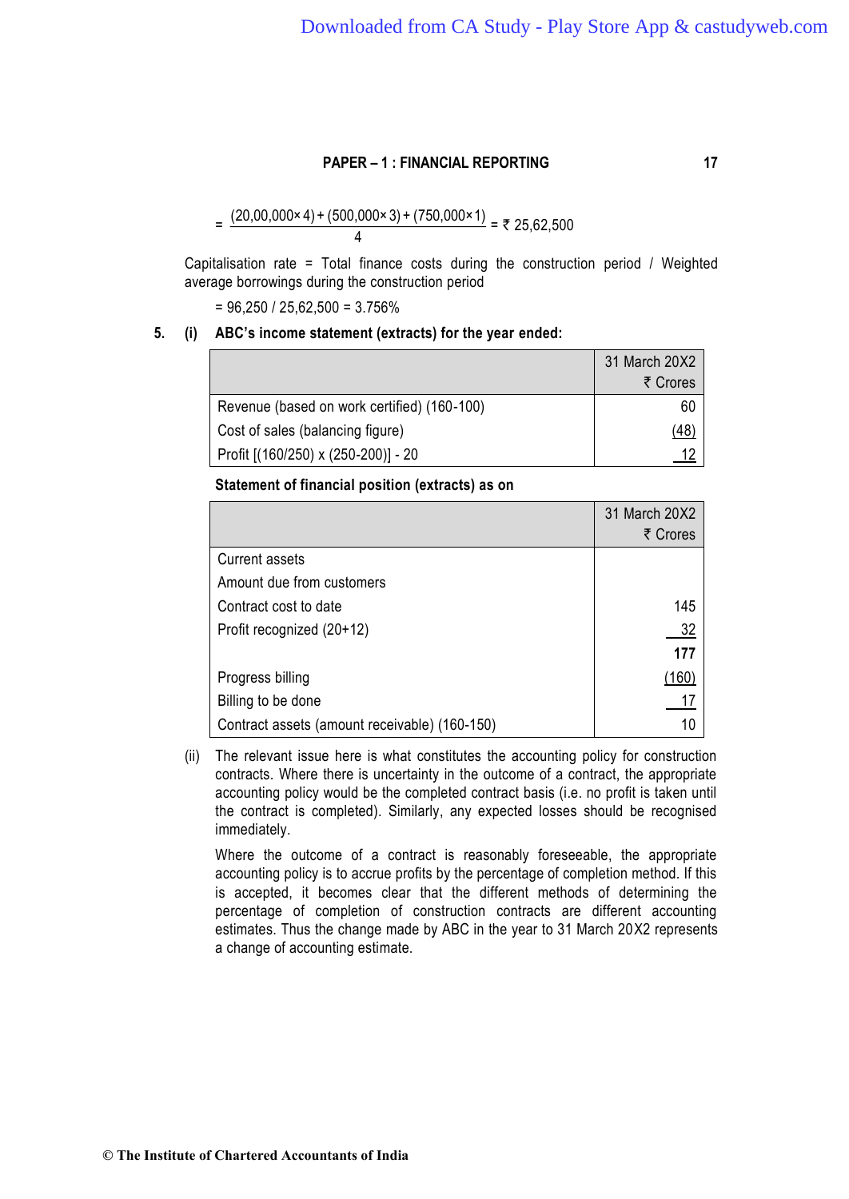$$= \frac{(20,00,000 \times 4) + (500,000 \times 3) + (750,000 \times 1)}{4} = ₹\ 25,62,500$$

Capitalisation rate = Total finance costs during the construction period / Weighted average borrowings during the construction period

= 96,250 / 25,62,500 = 3.756%

**5. (i) ABC's income statement (extracts) for the year ended:**

| | 31 March 20X2 ₹ Crores |
|---|---|
| Revenue (based on work certified) (160-100) | 60 |
| Cost of sales (balancing figure) | (48) |
| Profit [(160/250) x (250-200)] - 20 | 12 |

**Statement of financial position (extracts) as on**

| | 31 March 20X2 ₹ Crores |
|---|---|
| Current assets | |
| Amount due from customers | |
| Contract cost to date | 145 |
| Profit recognized (20+12) | 32 |
| | **177** |
| Progress billing | (160) |
| Billing to be done | 17 |
| Contract assets (amount receivable) (160-150) | 10 |

(ii) The relevant issue here is what constitutes the accounting policy for construction contracts. Where there is uncertainty in the outcome of a contract, the appropriate accounting policy would be the completed contract basis (i.e. no profit is taken until the contract is completed). Similarly, any expected losses should be recognised immediately.

Where the outcome of a contract is reasonably foreseeable, the appropriate accounting policy is to accrue profits by the percentage of completion method. If this is accepted, it becomes clear that the different methods of determining the percentage of completion of construction contracts are different accounting estimates. Thus the change made by ABC in the year to 31 March 20X2 represents a change of accounting estimate.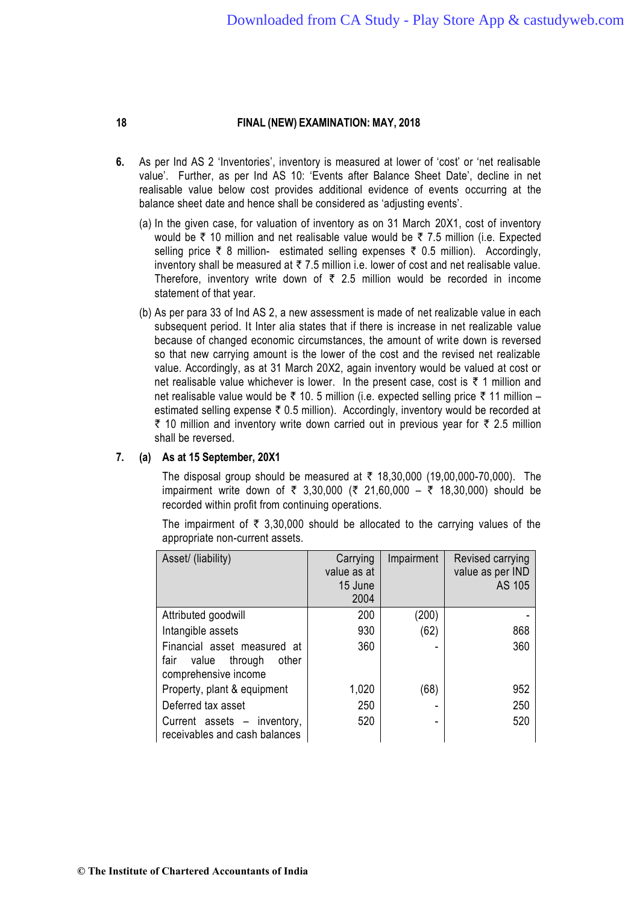6. As per Ind AS 2 'Inventories', inventory is measured at lower of 'cost' or 'net realisable value'. Further, as per Ind AS 10: 'Events after Balance Sheet Date', decline in net realisable value below cost provides additional evidence of events occurring at the balance sheet date and hence shall be considered as 'adjusting events'.

   (a) In the given case, for valuation of inventory as on 31 March 20X1, cost of inventory would be ₹ 10 million and net realisable value would be ₹ 7.5 million (i.e. Expected selling price ₹ 8 million- estimated selling expenses ₹ 0.5 million). Accordingly, inventory shall be measured at ₹ 7.5 million i.e. lower of cost and net realisable value. Therefore, inventory write down of ₹ 2.5 million would be recorded in income statement of that year.

   (b) As per para 33 of Ind AS 2, a new assessment is made of net realizable value in each subsequent period. It Inter alia states that if there is increase in net realizable value because of changed economic circumstances, the amount of write down is reversed so that new carrying amount is the lower of the cost and the revised net realizable value. Accordingly, as at 31 March 20X2, again inventory would be valued at cost or net realisable value whichever is lower. In the present case, cost is ₹ 1 million and net realisable value would be ₹ 10. 5 million (i.e. expected selling price ₹ 11 million – estimated selling expense ₹ 0.5 million). Accordingly, inventory would be recorded at ₹ 10 million and inventory write down carried out in previous year for ₹ 2.5 million shall be reversed.

7. **(a) As at 15 September, 20X1**

   The disposal group should be measured at ₹ 18,30,000 (19,00,000-70,000). The impairment write down of ₹ 3,30,000 (₹ 21,60,000 – ₹ 18,30,000) should be recorded within profit from continuing operations.

   The impairment of ₹ 3,30,000 should be allocated to the carrying values of the appropriate non-current assets.

| Asset/ (liability) | Carrying value as at 15 June 2004 | Impairment | Revised carrying value as per IND AS 105 |
|---|---|---|---|
| Attributed goodwill | 200 | (200) | - |
| Intangible assets | 930 | (62) | 868 |
| Financial asset measured at fair value through other comprehensive income | 360 | - | 360 |
| Property, plant & equipment | 1,020 | (68) | 952 |
| Deferred tax asset | 250 | - | 250 |
| Current assets – inventory, receivables and cash balances | 520 | - | 520 |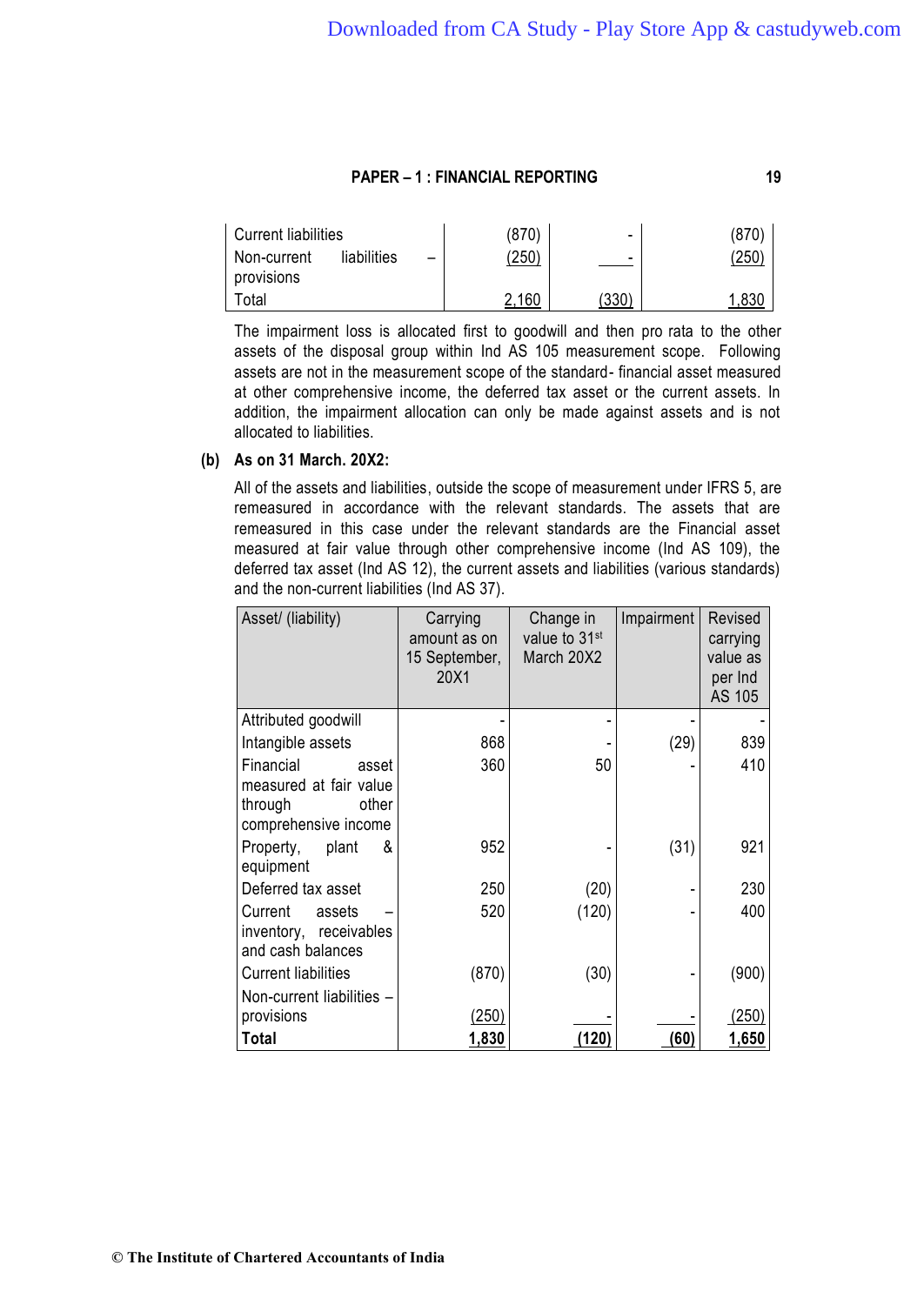| | | | |
|---|---|---|---|
| Current liabilities | (870) | - | (870) |
| Non-current liabilities – provisions | (250) | - | (250) |
| Total | 2,160 | (330) | 1,830 |

The impairment loss is allocated first to goodwill and then pro rata to the other assets of the disposal group within Ind AS 105 measurement scope. Following assets are not in the measurement scope of the standard- financial asset measured at other comprehensive income, the deferred tax asset or the current assets. In addition, the impairment allocation can only be made against assets and is not allocated to liabilities.

**(b) As on 31 March. 20X2:**

All of the assets and liabilities, outside the scope of measurement under IFRS 5, are remeasured in accordance with the relevant standards. The assets that are remeasured in this case under the relevant standards are the Financial asset measured at fair value through other comprehensive income (Ind AS 109), the deferred tax asset (Ind AS 12), the current assets and liabilities (various standards) and the non-current liabilities (Ind AS 37).

| Asset/ (liability) | Carrying amount as on 15 September, 20X1 | Change in value to 31st March 20X2 | Impairment | Revised carrying value as per Ind AS 105 |
|---|---|---|---|---|
| Attributed goodwill | - | - | - | - |
| Intangible assets | 868 | - | (29) | 839 |
| Financial asset measured at fair value through other comprehensive income | 360 | 50 | - | 410 |
| Property, plant & equipment | 952 | - | (31) | 921 |
| Deferred tax asset | 250 | (20) | - | 230 |
| Current assets – inventory, receivables and cash balances | 520 | (120) | - | 400 |
| Current liabilities | (870) | (30) | - | (900) |
| Non-current liabilities – provisions | (250) | - | - | (250) |
| **Total** | **1,830** | **(120)** | **(60)** | **1,650** |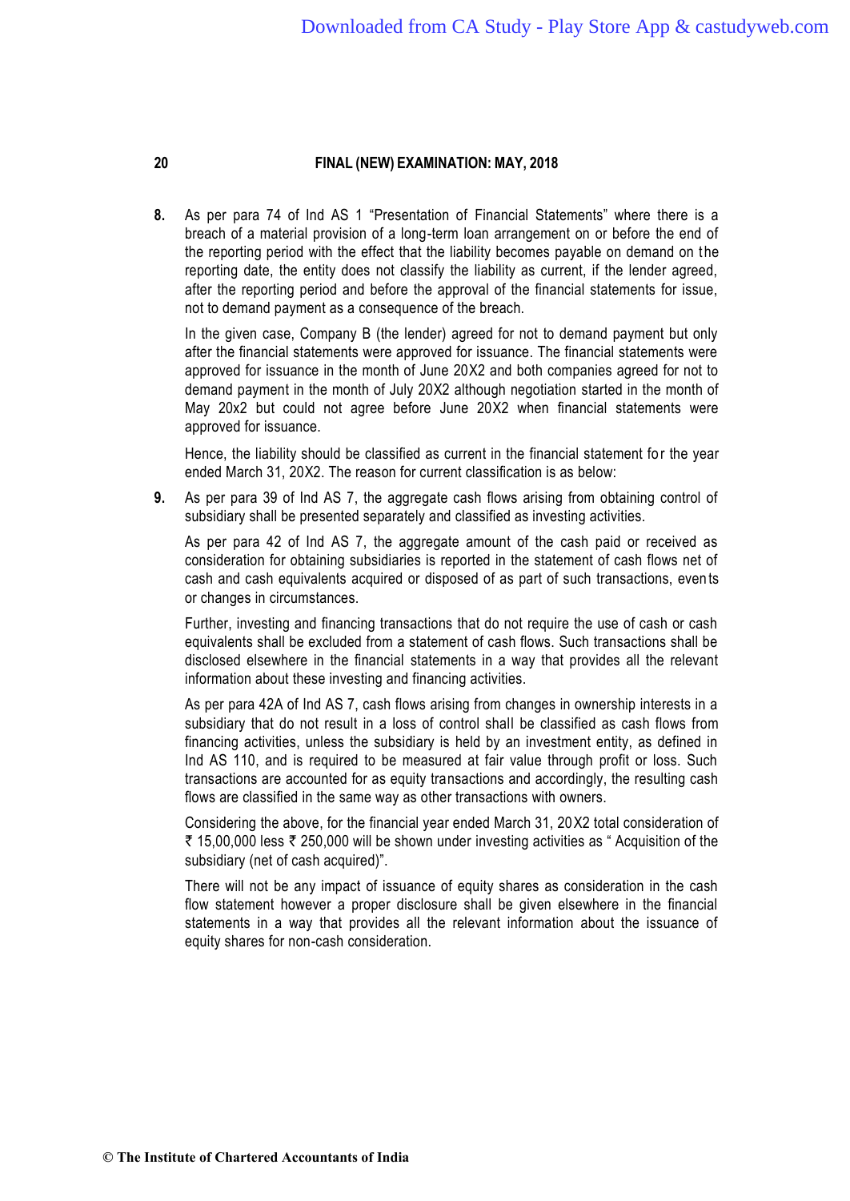8. As per para 74 of Ind AS 1 "Presentation of Financial Statements" where there is a breach of a material provision of a long-term loan arrangement on or before the end of the reporting period with the effect that the liability becomes payable on demand on the reporting date, the entity does not classify the liability as current, if the lender agreed, after the reporting period and before the approval of the financial statements for issue, not to demand payment as a consequence of the breach.

   In the given case, Company B (the lender) agreed for not to demand payment but only after the financial statements were approved for issuance. The financial statements were approved for issuance in the month of June 20X2 and both companies agreed for not to demand payment in the month of July 20X2 although negotiation started in the month of May 20x2 but could not agree before June 20X2 when financial statements were approved for issuance.

   Hence, the liability should be classified as current in the financial statement for the year ended March 31, 20X2. The reason for current classification is as below:

9. As per para 39 of Ind AS 7, the aggregate cash flows arising from obtaining control of subsidiary shall be presented separately and classified as investing activities.

   As per para 42 of Ind AS 7, the aggregate amount of the cash paid or received as consideration for obtaining subsidiaries is reported in the statement of cash flows net of cash and cash equivalents acquired or disposed of as part of such transactions, events or changes in circumstances.

   Further, investing and financing transactions that do not require the use of cash or cash equivalents shall be excluded from a statement of cash flows. Such transactions shall be disclosed elsewhere in the financial statements in a way that provides all the relevant information about these investing and financing activities.

   As per para 42A of Ind AS 7, cash flows arising from changes in ownership interests in a subsidiary that do not result in a loss of control shall be classified as cash flows from financing activities, unless the subsidiary is held by an investment entity, as defined in Ind AS 110, and is required to be measured at fair value through profit or loss. Such transactions are accounted for as equity transactions and accordingly, the resulting cash flows are classified in the same way as other transactions with owners.

   Considering the above, for the financial year ended March 31, 20X2 total consideration of ₹ 15,00,000 less ₹ 250,000 will be shown under investing activities as " Acquisition of the subsidiary (net of cash acquired)".

   There will not be any impact of issuance of equity shares as consideration in the cash flow statement however a proper disclosure shall be given elsewhere in the financial statements in a way that provides all the relevant information about the issuance of equity shares for non-cash consideration.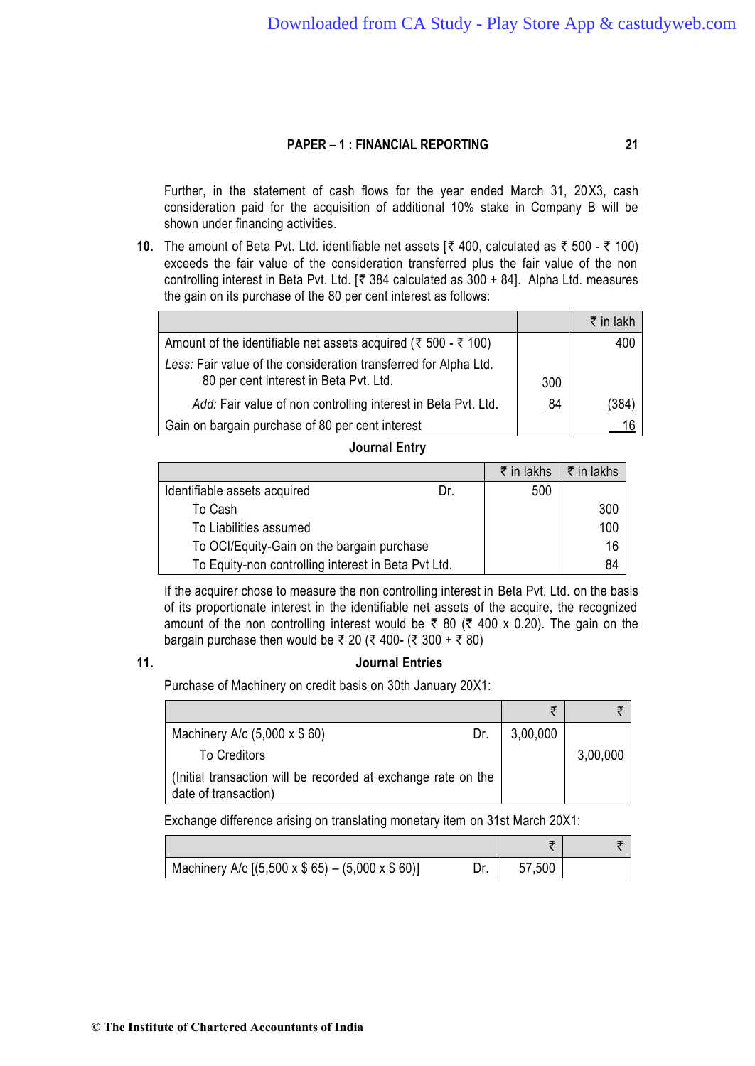Further, in the statement of cash flows for the year ended March 31, 20X3, cash consideration paid for the acquisition of additional 10% stake in Company B will be shown under financing activities.

**10.** The amount of Beta Pvt. Ltd. identifiable net assets [₹ 400, calculated as ₹ 500 - ₹ 100) exceeds the fair value of the consideration transferred plus the fair value of the non controlling interest in Beta Pvt. Ltd. [₹ 384 calculated as 300 + 84]. Alpha Ltd. measures the gain on its purchase of the 80 per cent interest as follows:

| | | ₹ in lakh |
|---|---|---|
| Amount of the identifiable net assets acquired (₹ 500 - ₹ 100) | | 400 |
| *Less:* Fair value of the consideration transferred for Alpha Ltd. 80 per cent interest in Beta Pvt. Ltd. | 300 | |
| *Add:* Fair value of non controlling interest in Beta Pvt. Ltd. | 84 | (384) |
| Gain on bargain purchase of 80 per cent interest | | 16 |

**Journal Entry**

| | ₹ in lakhs | ₹ in lakhs |
|---|---|---|
| Identifiable assets acquired Dr. | 500 | |
| To Cash | | 300 |
| To Liabilities assumed | | 100 |
| To OCI/Equity-Gain on the bargain purchase | | 16 |
| To Equity-non controlling interest in Beta Pvt Ltd. | | 84 |

If the acquirer chose to measure the non controlling interest in Beta Pvt. Ltd. on the basis of its proportionate interest in the identifiable net assets of the acquire, the recognized amount of the non controlling interest would be ₹ 80 (₹ 400 x 0.20). The gain on the bargain purchase then would be ₹ 20 (₹ 400- (₹ 300 + ₹ 80)

**11.** **Journal Entries**

Purchase of Machinery on credit basis on 30th January 20X1:

| | ₹ | ₹ |
|---|---|---|
| Machinery A/c (5,000 x $ 60) Dr. | 3,00,000 | |
| To Creditors | | 3,00,000 |
| (Initial transaction will be recorded at exchange rate on the date of transaction) | | |

Exchange difference arising on translating monetary item on 31st March 20X1:

| | ₹ | ₹ |
|---|---|---|
| Machinery A/c [(5,500 x $ 65) – (5,000 x $ 60)] Dr. | 57,500 | |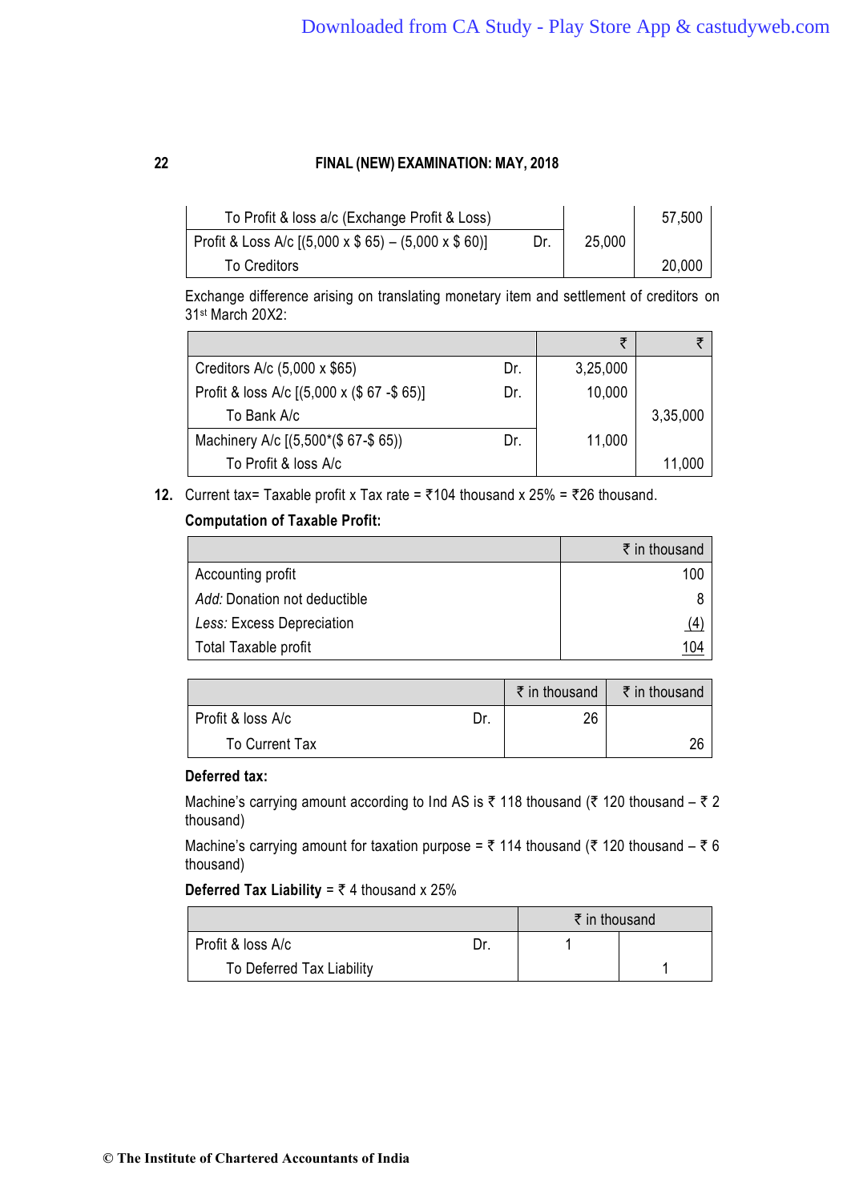| | | | |
|---|---|---|---|
| To Profit & loss a/c (Exchange Profit & Loss) | | | 57,500 |
| Profit & Loss A/c [(5,000 x $ 65) – (5,000 x $ 60)] | Dr. | 25,000 | |
| To Creditors | | | 20,000 |

Exchange difference arising on translating monetary item and settlement of creditors on 31st March 20X2:

| | | ₹ | ₹ |
|---|---|---|---|
| Creditors A/c (5,000 x $65) | Dr. | 3,25,000 | |
| Profit & loss A/c [(5,000 x ($ 67 -$ 65)] | Dr. | 10,000 | |
| To Bank A/c | | | 3,35,000 |
| Machinery A/c [(5,500*($ 67-$ 65)) | Dr. | 11,000 | |
| To Profit & loss A/c | | | 11,000 |

12. Current tax= Taxable profit x Tax rate = ₹104 thousand x 25% = ₹26 thousand.

**Computation of Taxable Profit:**

| | ₹ in thousand |
|---|---|
| Accounting profit | 100 |
| *Add:* Donation not deductible | 8 |
| *Less:* Excess Depreciation | (4) |
| Total Taxable profit | 104 |

| | | ₹ in thousand | ₹ in thousand |
|---|---|---|---|
| Profit & loss A/c | Dr. | 26 | |
| To Current Tax | | | 26 |

**Deferred tax:**

Machine's carrying amount according to Ind AS is ₹ 118 thousand (₹ 120 thousand – ₹ 2 thousand)

Machine's carrying amount for taxation purpose = ₹ 114 thousand (₹ 120 thousand – ₹ 6 thousand)

**Deferred Tax Liability** = ₹ 4 thousand x 25%

| | | ₹ in thousand | |
|---|---|---|---|
| Profit & loss A/c | Dr. | 1 | |
| To Deferred Tax Liability | | | 1 |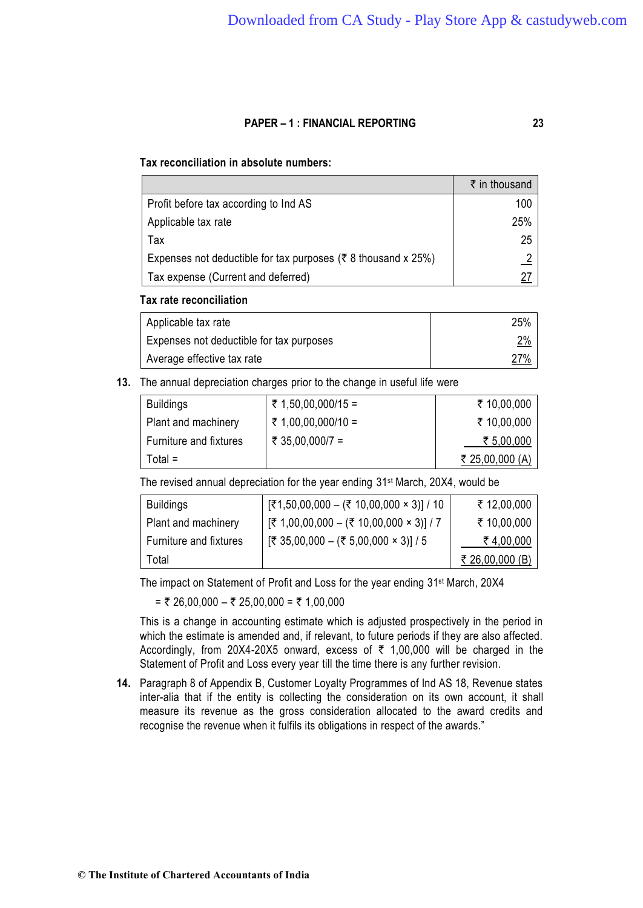**Tax reconciliation in absolute numbers:**

| | ₹ in thousand |
|---|---|
| Profit before tax according to Ind AS | 100 |
| Applicable tax rate | 25% |
| Tax | 25 |
| Expenses not deductible for tax purposes (₹ 8 thousand x 25%) | 2 |
| Tax expense (Current and deferred) | 27 |

**Tax rate reconciliation**

| | |
|---|---|
| Applicable tax rate | 25% |
| Expenses not deductible for tax purposes | 2% |
| Average effective tax rate | 27% |

**13.** The annual depreciation charges prior to the change in useful life were

| | | |
|---|---|---|
| Buildings | ₹ 1,50,00,000/15 = | ₹ 10,00,000 |
| Plant and machinery | ₹ 1,00,00,000/10 = | ₹ 10,00,000 |
| Furniture and fixtures | ₹ 35,00,000/7 = | ₹ 5,00,000 |
| Total = | | ₹ 25,00,000 (A) |

The revised annual depreciation for the year ending 31st March, 20X4, would be

| | | |
|---|---|---|
| Buildings | [₹1,50,00,000 – (₹ 10,00,000 × 3)] / 10 | ₹ 12,00,000 |
| Plant and machinery | [₹ 1,00,00,000 – (₹ 10,00,000 × 3)] / 7 | ₹ 10,00,000 |
| Furniture and fixtures | [₹ 35,00,000 – (₹ 5,00,000 × 3)] / 5 | ₹ 4,00,000 |
| Total | | ₹ 26,00,000 (B) |

The impact on Statement of Profit and Loss for the year ending 31st March, 20X4

= ₹ 26,00,000 – ₹ 25,00,000 = ₹ 1,00,000

This is a change in accounting estimate which is adjusted prospectively in the period in which the estimate is amended and, if relevant, to future periods if they are also affected. Accordingly, from 20X4-20X5 onward, excess of ₹ 1,00,000 will be charged in the Statement of Profit and Loss every year till the time there is any further revision.

**14.** Paragraph 8 of Appendix B, Customer Loyalty Programmes of Ind AS 18, Revenue states inter-alia that if the entity is collecting the consideration on its own account, it shall measure its revenue as the gross consideration allocated to the award credits and recognise the revenue when it fulfils its obligations in respect of the awards."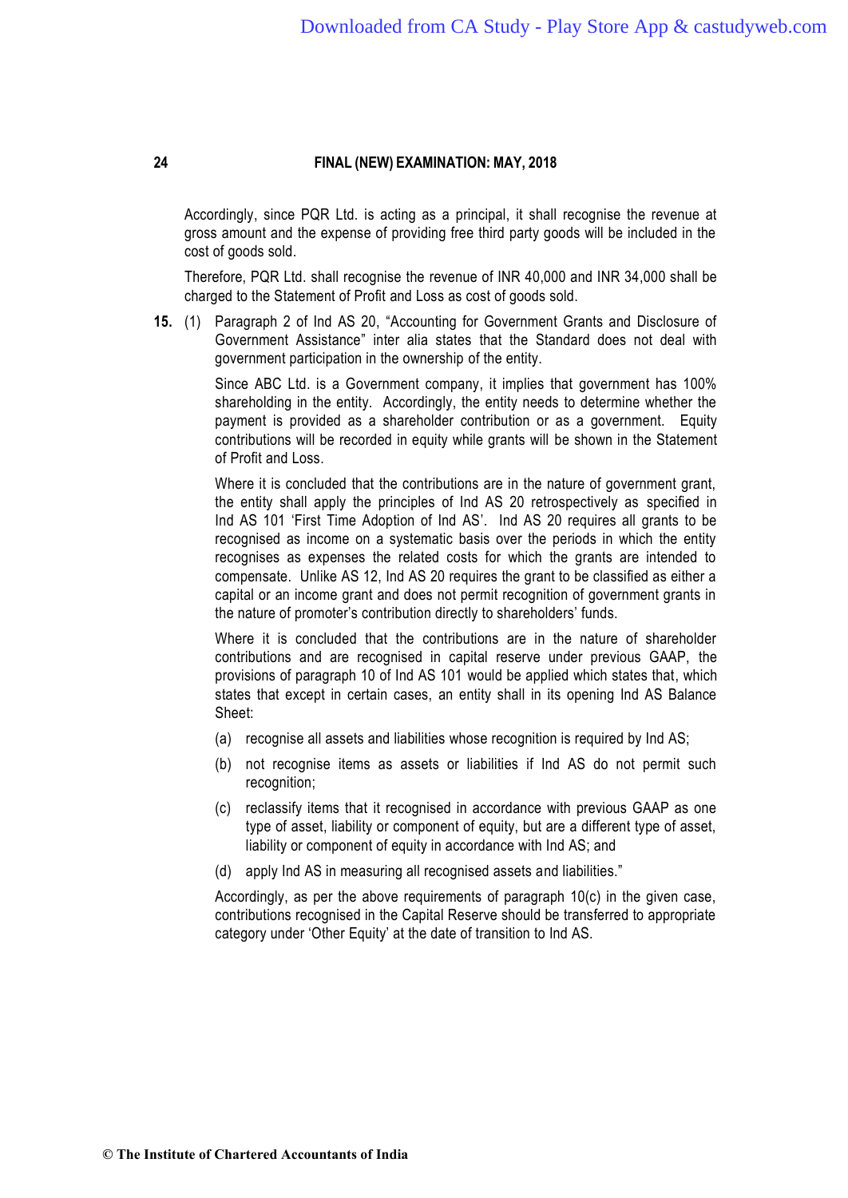Accordingly, since PQR Ltd. is acting as a principal, it shall recognise the revenue at gross amount and the expense of providing free third party goods will be included in the cost of goods sold.

Therefore, PQR Ltd. shall recognise the revenue of INR 40,000 and INR 34,000 shall be charged to the Statement of Profit and Loss as cost of goods sold.

**15.** (1) Paragraph 2 of Ind AS 20, "Accounting for Government Grants and Disclosure of Government Assistance" inter alia states that the Standard does not deal with government participation in the ownership of the entity.

Since ABC Ltd. is a Government company, it implies that government has 100% shareholding in the entity. Accordingly, the entity needs to determine whether the payment is provided as a shareholder contribution or as a government. Equity contributions will be recorded in equity while grants will be shown in the Statement of Profit and Loss.

Where it is concluded that the contributions are in the nature of government grant, the entity shall apply the principles of Ind AS 20 retrospectively as specified in Ind AS 101 'First Time Adoption of Ind AS'. Ind AS 20 requires all grants to be recognised as income on a systematic basis over the periods in which the entity recognises as expenses the related costs for which the grants are intended to compensate. Unlike AS 12, Ind AS 20 requires the grant to be classified as either a capital or an income grant and does not permit recognition of government grants in the nature of promoter's contribution directly to shareholders' funds.

Where it is concluded that the contributions are in the nature of shareholder contributions and are recognised in capital reserve under previous GAAP, the provisions of paragraph 10 of Ind AS 101 would be applied which states that, which states that except in certain cases, an entity shall in its opening Ind AS Balance Sheet:

(a) recognise all assets and liabilities whose recognition is required by Ind AS;

(b) not recognise items as assets or liabilities if Ind AS do not permit such recognition;

(c) reclassify items that it recognised in accordance with previous GAAP as one type of asset, liability or component of equity, but are a different type of asset, liability or component of equity in accordance with Ind AS; and

(d) apply Ind AS in measuring all recognised assets and liabilities."

Accordingly, as per the above requirements of paragraph 10(c) in the given case, contributions recognised in the Capital Reserve should be transferred to appropriate category under 'Other Equity' at the date of transition to Ind AS.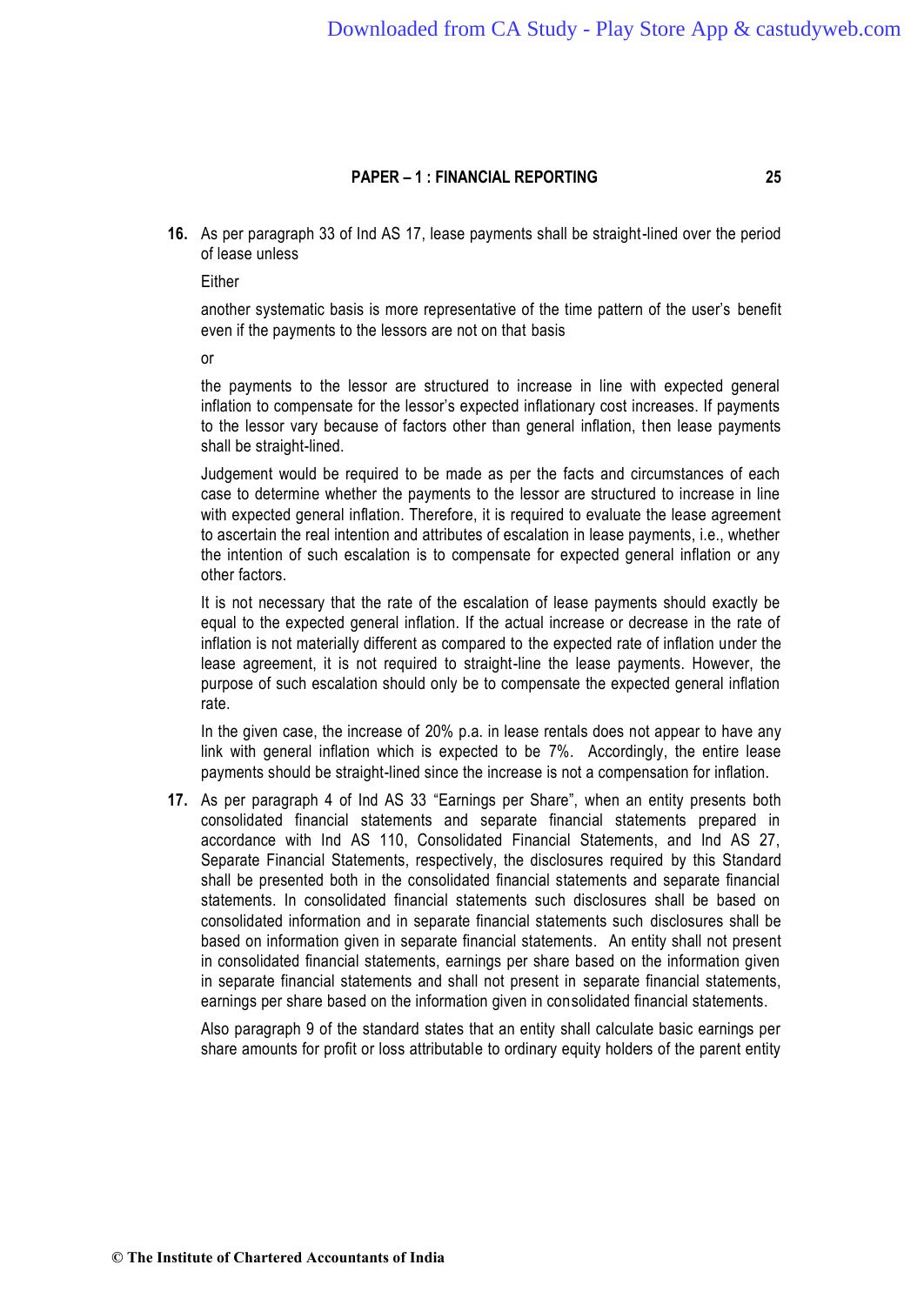**16.** As per paragraph 33 of Ind AS 17, lease payments shall be straight-lined over the period of lease unless

Either

another systematic basis is more representative of the time pattern of the user's benefit even if the payments to the lessors are not on that basis

or

the payments to the lessor are structured to increase in line with expected general inflation to compensate for the lessor's expected inflationary cost increases. If payments to the lessor vary because of factors other than general inflation, then lease payments shall be straight-lined.

Judgement would be required to be made as per the facts and circumstances of each case to determine whether the payments to the lessor are structured to increase in line with expected general inflation. Therefore, it is required to evaluate the lease agreement to ascertain the real intention and attributes of escalation in lease payments, i.e., whether the intention of such escalation is to compensate for expected general inflation or any other factors.

It is not necessary that the rate of the escalation of lease payments should exactly be equal to the expected general inflation. If the actual increase or decrease in the rate of inflation is not materially different as compared to the expected rate of inflation under the lease agreement, it is not required to straight-line the lease payments. However, the purpose of such escalation should only be to compensate the expected general inflation rate.

In the given case, the increase of 20% p.a. in lease rentals does not appear to have any link with general inflation which is expected to be 7%. Accordingly, the entire lease payments should be straight-lined since the increase is not a compensation for inflation.

**17.** As per paragraph 4 of Ind AS 33 "Earnings per Share", when an entity presents both consolidated financial statements and separate financial statements prepared in accordance with Ind AS 110, Consolidated Financial Statements, and Ind AS 27, Separate Financial Statements, respectively, the disclosures required by this Standard shall be presented both in the consolidated financial statements and separate financial statements. In consolidated financial statements such disclosures shall be based on consolidated information and in separate financial statements such disclosures shall be based on information given in separate financial statements. An entity shall not present in consolidated financial statements, earnings per share based on the information given in separate financial statements and shall not present in separate financial statements, earnings per share based on the information given in consolidated financial statements.

Also paragraph 9 of the standard states that an entity shall calculate basic earnings per share amounts for profit or loss attributable to ordinary equity holders of the parent entity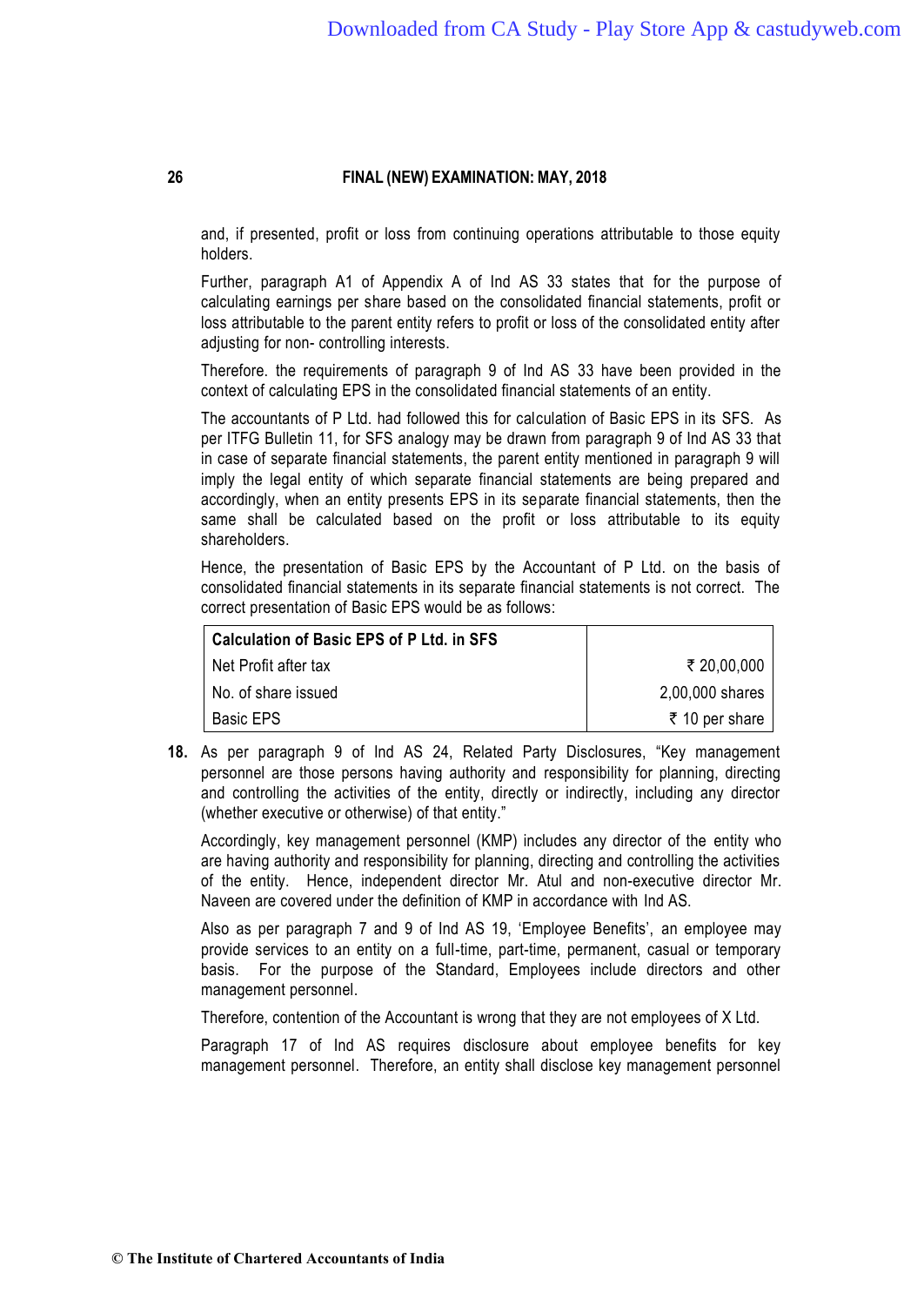and, if presented, profit or loss from continuing operations attributable to those equity holders.

Further, paragraph A1 of Appendix A of Ind AS 33 states that for the purpose of calculating earnings per share based on the consolidated financial statements, profit or loss attributable to the parent entity refers to profit or loss of the consolidated entity after adjusting for non- controlling interests.

Therefore. the requirements of paragraph 9 of Ind AS 33 have been provided in the context of calculating EPS in the consolidated financial statements of an entity.

The accountants of P Ltd. had followed this for calculation of Basic EPS in its SFS. As per ITFG Bulletin 11, for SFS analogy may be drawn from paragraph 9 of Ind AS 33 that in case of separate financial statements, the parent entity mentioned in paragraph 9 will imply the legal entity of which separate financial statements are being prepared and accordingly, when an entity presents EPS in its separate financial statements, then the same shall be calculated based on the profit or loss attributable to its equity shareholders.

Hence, the presentation of Basic EPS by the Accountant of P Ltd. on the basis of consolidated financial statements in its separate financial statements is not correct. The correct presentation of Basic EPS would be as follows:

| **Calculation of Basic EPS of P Ltd. in SFS** | |
|---|---|
| Net Profit after tax | ₹ 20,00,000 |
| No. of share issued | 2,00,000 shares |
| Basic EPS | ₹ 10 per share |

**18.** As per paragraph 9 of Ind AS 24, Related Party Disclosures, "Key management personnel are those persons having authority and responsibility for planning, directing and controlling the activities of the entity, directly or indirectly, including any director (whether executive or otherwise) of that entity."

Accordingly, key management personnel (KMP) includes any director of the entity who are having authority and responsibility for planning, directing and controlling the activities of the entity. Hence, independent director Mr. Atul and non-executive director Mr. Naveen are covered under the definition of KMP in accordance with Ind AS.

Also as per paragraph 7 and 9 of Ind AS 19, 'Employee Benefits', an employee may provide services to an entity on a full-time, part-time, permanent, casual or temporary basis. For the purpose of the Standard, Employees include directors and other management personnel.

Therefore, contention of the Accountant is wrong that they are not employees of X Ltd.

Paragraph 17 of Ind AS requires disclosure about employee benefits for key management personnel. Therefore, an entity shall disclose key management personnel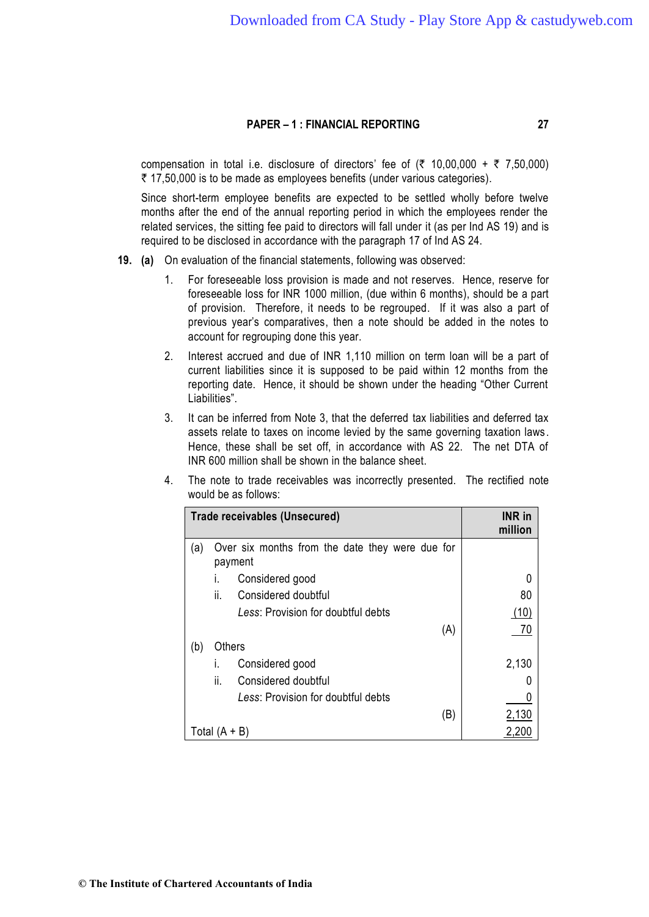compensation in total i.e. disclosure of directors' fee of (₹ 10,00,000 + ₹ 7,50,000) ₹ 17,50,000 is to be made as employees benefits (under various categories).

Since short-term employee benefits are expected to be settled wholly before twelve months after the end of the annual reporting period in which the employees render the related services, the sitting fee paid to directors will fall under it (as per Ind AS 19) and is required to be disclosed in accordance with the paragraph 17 of Ind AS 24.

**19. (a)** On evaluation of the financial statements, following was observed:

1. For foreseeable loss provision is made and not reserves. Hence, reserve for foreseeable loss for INR 1000 million, (due within 6 months), should be a part of provision. Therefore, it needs to be regrouped. If it was also a part of previous year's comparatives, then a note should be added in the notes to account for regrouping done this year.

2. Interest accrued and due of INR 1,110 million on term loan will be a part of current liabilities since it is supposed to be paid within 12 months from the reporting date. Hence, it should be shown under the heading "Other Current Liabilities".

3. It can be inferred from Note 3, that the deferred tax liabilities and deferred tax assets relate to taxes on income levied by the same governing taxation laws. Hence, these shall be set off, in accordance with AS 22. The net DTA of INR 600 million shall be shown in the balance sheet.

4. The note to trade receivables was incorrectly presented. The rectified note would be as follows:

| Trade receivables (Unsecured) | INR in million |
|---|---|
| (a) Over six months from the date they were due for payment | |
| i. Considered good | 0 |
| ii. Considered doubtful | 80 |
| *Less*: Provision for doubtful debts | (10) |
| (A) | 70 |
| (b) Others | |
| i. Considered good | 2,130 |
| ii. Considered doubtful | 0 |
| *Less*: Provision for doubtful debts | 0 |
| (B) | 2,130 |
| Total (A + B) | 2,200 |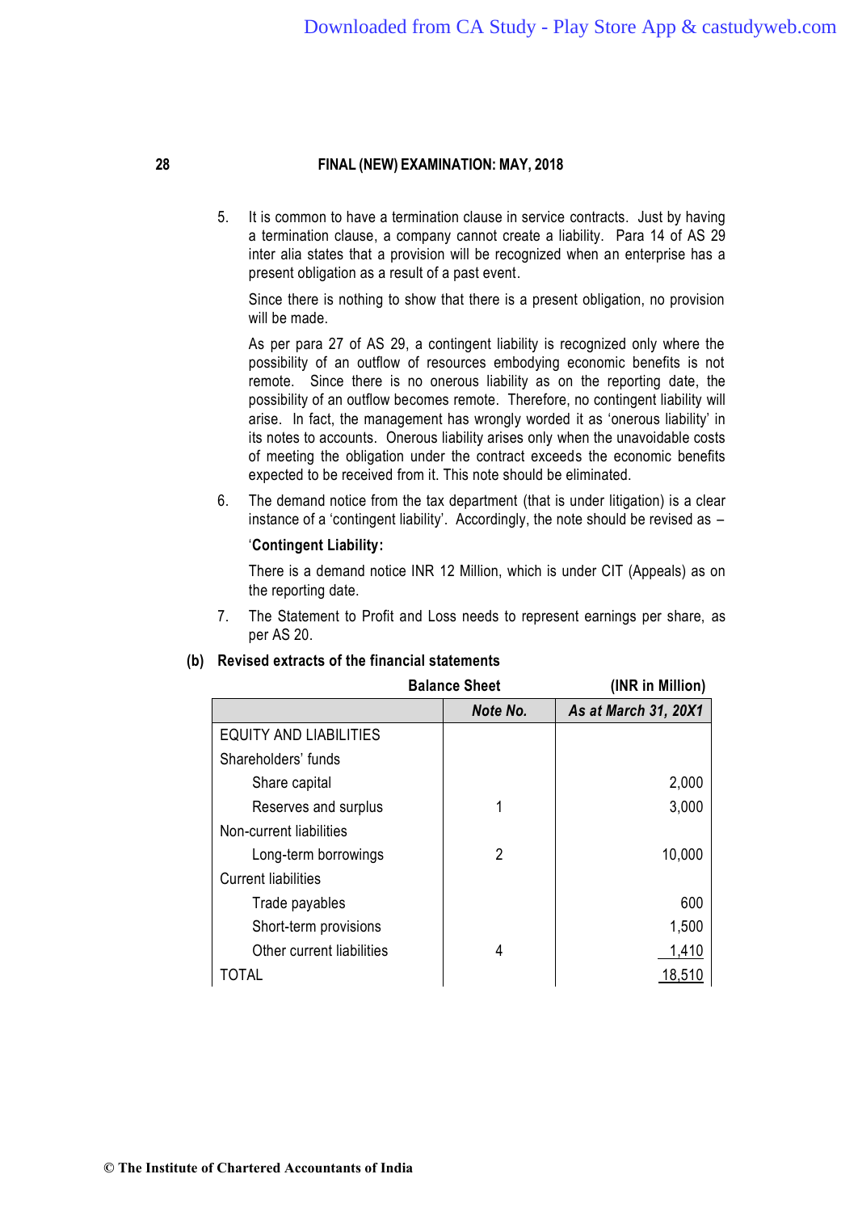5. It is common to have a termination clause in service contracts. Just by having a termination clause, a company cannot create a liability. Para 14 of AS 29 inter alia states that a provision will be recognized when an enterprise has a present obligation as a result of a past event.

   Since there is nothing to show that there is a present obligation, no provision will be made.

   As per para 27 of AS 29, a contingent liability is recognized only where the possibility of an outflow of resources embodying economic benefits is not remote. Since there is no onerous liability as on the reporting date, the possibility of an outflow becomes remote. Therefore, no contingent liability will arise. In fact, the management has wrongly worded it as 'onerous liability' in its notes to accounts. Onerous liability arises only when the unavoidable costs of meeting the obligation under the contract exceeds the economic benefits expected to be received from it. This note should be eliminated.

6. The demand notice from the tax department (that is under litigation) is a clear instance of a 'contingent liability'. Accordingly, the note should be revised as –

   '**Contingent Liability:**

   There is a demand notice INR 12 Million, which is under CIT (Appeals) as on the reporting date.

7. The Statement to Profit and Loss needs to represent earnings per share, as per AS 20.

**(b) Revised extracts of the financial statements**

**Balance Sheet** **(INR in Million)**

| | ***Note No.*** | ***As at March 31, 20X1*** |
|---|---|---|
| EQUITY AND LIABILITIES | | |
| Shareholders' funds | | |
| Share capital | | 2,000 |
| Reserves and surplus | 1 | 3,000 |
| Non-current liabilities | | |
| Long-term borrowings | 2 | 10,000 |
| Current liabilities | | |
| Trade payables | | 600 |
| Short-term provisions | | 1,500 |
| Other current liabilities | 4 | 1,410 |
| TOTAL | | 18,510 |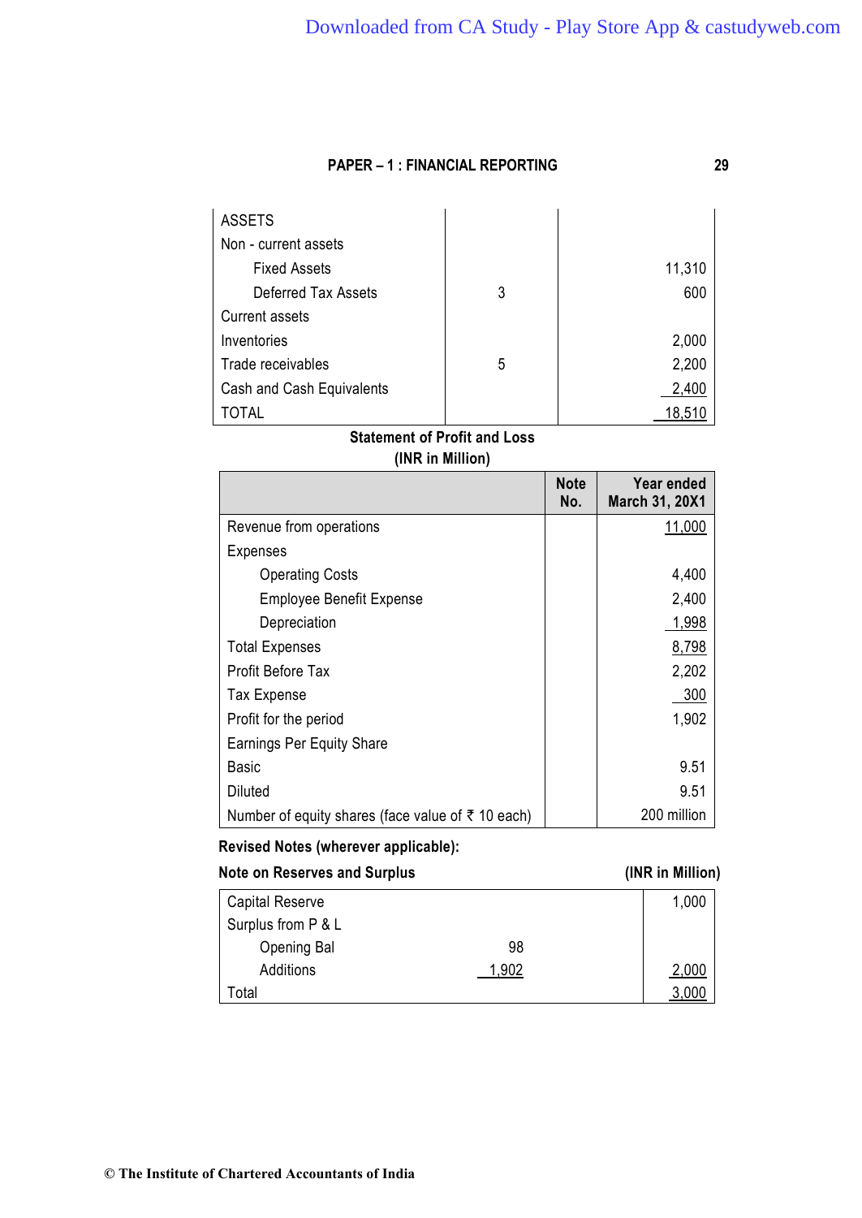| | | |
|---|---|---|
| ASSETS | | |
| Non - current assets | | |
| Fixed Assets | | 11,310 |
| Deferred Tax Assets | 3 | 600 |
| Current assets | | |
| Inventories | | 2,000 |
| Trade receivables | 5 | 2,200 |
| Cash and Cash Equivalents | | 2,400 |
| TOTAL | | 18,510 |

**Statement of Profit and Loss**

**(INR in Million)**

| | Note No. | Year ended March 31, 20X1 |
|---|---|---|
| Revenue from operations | | 11,000 |
| Expenses | | |
| Operating Costs | | 4,400 |
| Employee Benefit Expense | | 2,400 |
| Depreciation | | 1,998 |
| Total Expenses | | 8,798 |
| Profit Before Tax | | 2,202 |
| Tax Expense | | 300 |
| Profit for the period | | 1,902 |
| Earnings Per Equity Share | | |
| Basic | | 9.51 |
| Diluted | | 9.51 |
| Number of equity shares (face value of ₹ 10 each) | | 200 million |

**Revised Notes (wherever applicable):**

**Note on Reserves and Surplus** **(INR in Million)**

| | | |
|---|---|---|
| Capital Reserve | | 1,000 |
| Surplus from P & L | | |
| Opening Bal | 98 | |
| Additions | 1,902 | 2,000 |
| Total | | 3,000 |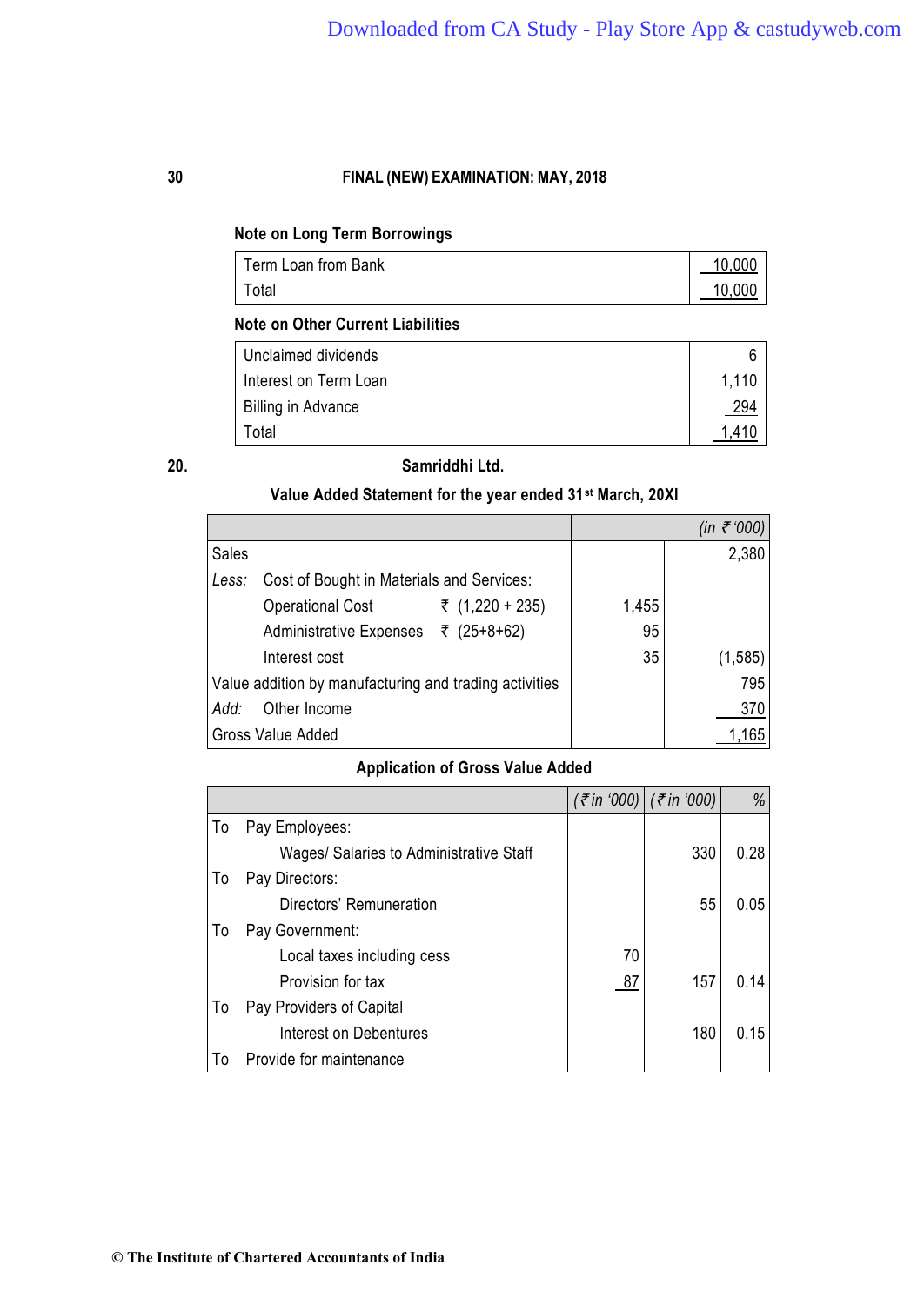**Note on Long Term Borrowings**

| | |
|---|---|
| Term Loan from Bank | 10,000 |
| Total | 10,000 |

**Note on Other Current Liabilities**

| | |
|---|---|
| Unclaimed dividends | 6 |
| Interest on Term Loan | 1,110 |
| Billing in Advance | 294 |
| Total | 1,410 |

**20.**

**Samriddhi Ltd.**

**Value Added Statement for the year ended 31st March, 20XI**

| | | | | *(in ₹ '000)* |
|---|---|---|---|---|
| Sales | | | | 2,380 |
| *Less:* | Cost of Bought in Materials and Services: | | | |
| | Operational Cost | ₹ (1,220 + 235) | 1,455 | |
| | Administrative Expenses | ₹ (25+8+62) | 95 | |
| | Interest cost | | 35 | (1,585) |
| Value addition by manufacturing and trading activities | | | | 795 |
| *Add:* | Other Income | | | 370 |
| Gross Value Added | | | | 1,165 |

**Application of Gross Value Added**

| | | | *(₹ in '000)* | *(₹ in '000)* | % |
|---|---|---|---|---|---|
| To | Pay Employees: | | | | |
| | | Wages/ Salaries to Administrative Staff | | 330 | 0.28 |
| To | Pay Directors: | | | | |
| | | Directors' Remuneration | | 55 | 0.05 |
| To | Pay Government: | | | | |
| | | Local taxes including cess | 70 | | |
| | | Provision for tax | 87 | 157 | 0.14 |
| To | Pay Providers of Capital | | | | |
| | | Interest on Debentures | | 180 | 0.15 |
| To | Provide for maintenance | | | | |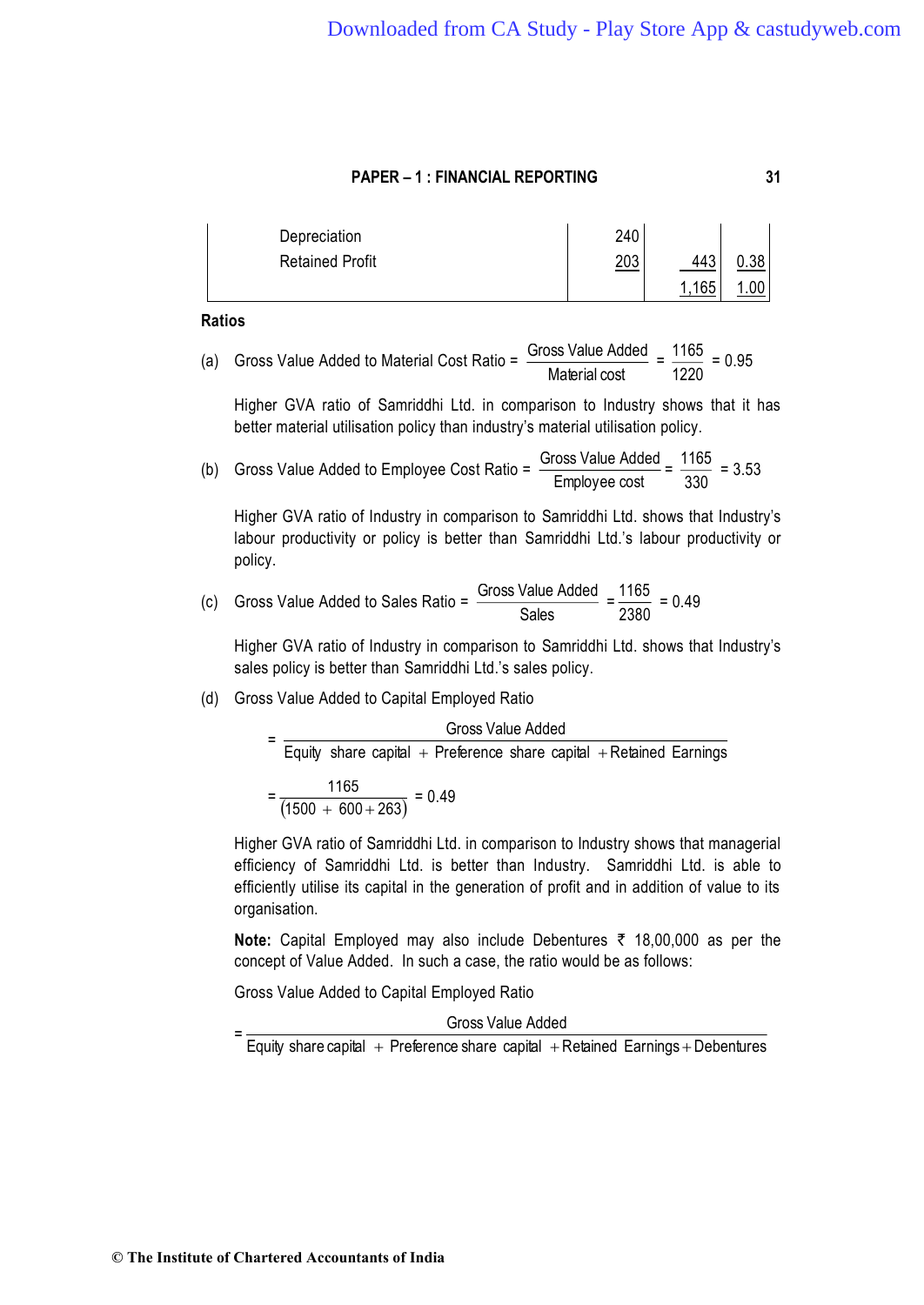| | | | |
|---|---|---|---|
| Depreciation | 240 | | |
| Retained Profit | 203 | 443 | 0.38 |
| | | 1,165 | 1.00 |

**Ratios**

(a) Gross Value Added to Material Cost Ratio = $\frac{\text{Gross Value Added}}{\text{Material cost}} = \frac{1165}{1220} = 0.95$

Higher GVA ratio of Samriddhi Ltd. in comparison to Industry shows that it has better material utilisation policy than industry's material utilisation policy.

(b) Gross Value Added to Employee Cost Ratio = $\frac{\text{Gross Value Added}}{\text{Employee cost}} = \frac{1165}{330} = 3.53$

Higher GVA ratio of Industry in comparison to Samriddhi Ltd. shows that Industry's labour productivity or policy is better than Samriddhi Ltd.'s labour productivity or policy.

(c) Gross Value Added to Sales Ratio = $\frac{\text{Gross Value Added}}{\text{Sales}} = \frac{1165}{2380} = 0.49$

Higher GVA ratio of Industry in comparison to Samriddhi Ltd. shows that Industry's sales policy is better than Samriddhi Ltd.'s sales policy.

(d) Gross Value Added to Capital Employed Ratio

$$= \frac{\text{Gross Value Added}}{\text{Equity share capital} + \text{Preference share capital} + \text{Retained Earnings}}$$

$$= \frac{1165}{(1500 + 600 + 263)} = 0.49$$

Higher GVA ratio of Samriddhi Ltd. in comparison to Industry shows that managerial efficiency of Samriddhi Ltd. is better than Industry. Samriddhi Ltd. is able to efficiently utilise its capital in the generation of profit and in addition of value to its organisation.

**Note:** Capital Employed may also include Debentures ₹ 18,00,000 as per the concept of Value Added. In such a case, the ratio would be as follows:

Gross Value Added to Capital Employed Ratio

$$= \frac{\text{Gross Value Added}}{\text{Equity share capital} + \text{Preference share capital} + \text{Retained Earnings} + \text{Debentures}}$$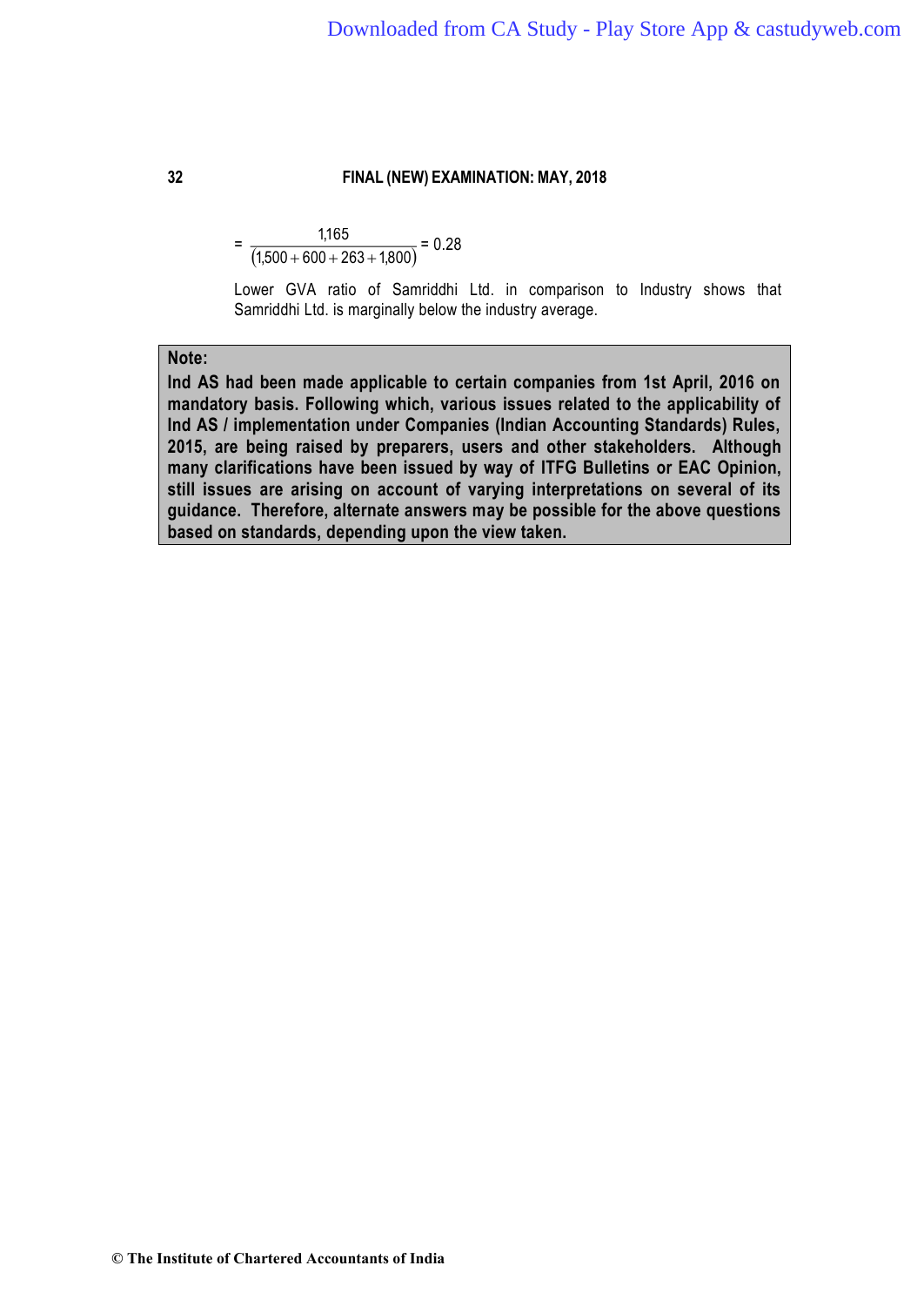$$= \frac{1,165}{(1,500 + 600 + 263 + 1,800)} = 0.28$$

Lower GVA ratio of Samriddhi Ltd. in comparison to Industry shows that Samriddhi Ltd. is marginally below the industry average.

**Note:**
**Ind AS had been made applicable to certain companies from 1st April, 2016 on mandatory basis. Following which, various issues related to the applicability of Ind AS / implementation under Companies (Indian Accounting Standards) Rules, 2015, are being raised by preparers, users and other stakeholders. Although many clarifications have been issued by way of ITFG Bulletins or EAC Opinion, still issues are arising on account of varying interpretations on several of its guidance. Therefore, alternate answers may be possible for the above questions based on standards, depending upon the view taken.**